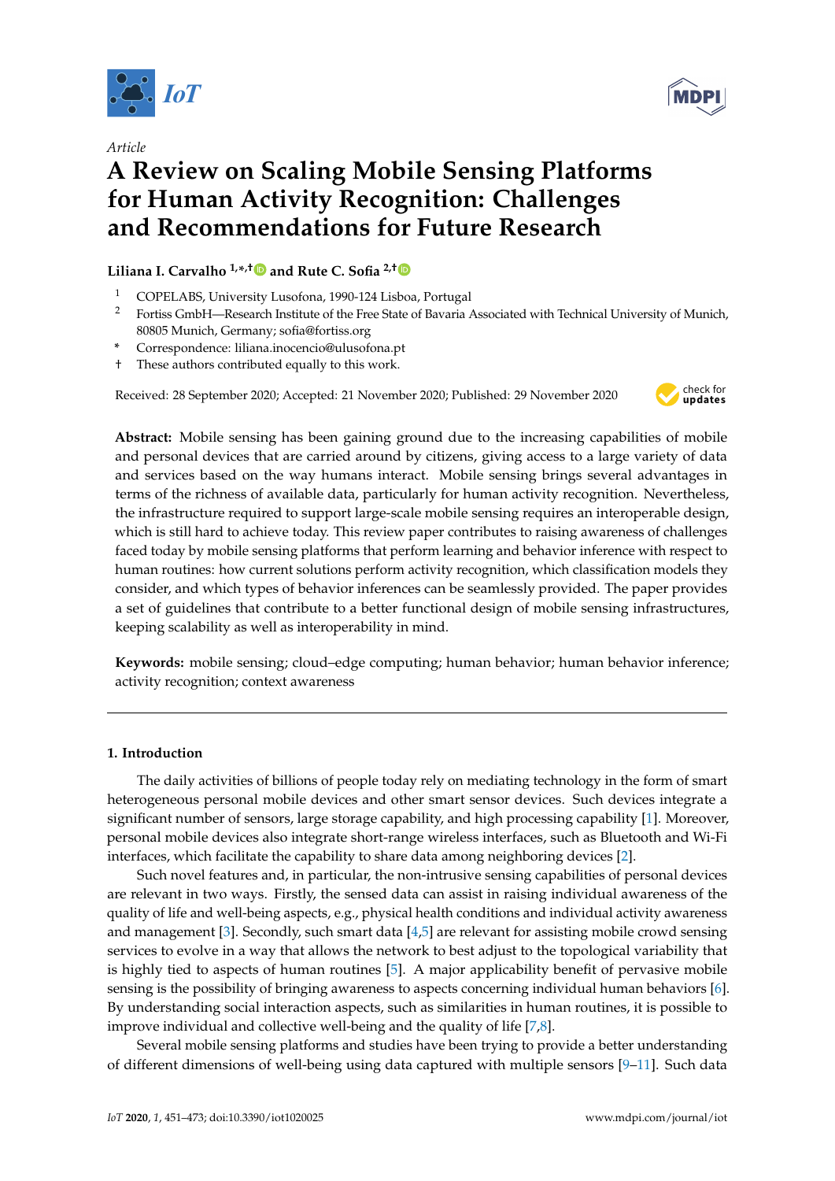Article

# A Review on Scaling Mobile Sensing Platforms for Human Activity Recognition: Challenges and Recommendations for Future Research

**Liliana I. Carvalho [1,*,†] and Rute C. Sofia [2,†]**

[1] COPELABS, University Lusofona, 1990-124 Lisboa, Portugal
[2] Fortiss GmbH—Research Institute of the Free State of Bavaria Associated with Technical University of Munich, 80805 Munich, Germany; sofia@fortiss.org
* Correspondence: liliana.inocencio@ulusofona.pt
† These authors contributed equally to this work.

Received: 28 September 2020; Accepted: 21 November 2020; Published: 29 November 2020

**Abstract:** Mobile sensing has been gaining ground due to the increasing capabilities of mobile and personal devices that are carried around by citizens, giving access to a large variety of data and services based on the way humans interact. Mobile sensing brings several advantages in terms of the richness of available data, particularly for human activity recognition. Nevertheless, the infrastructure required to support large-scale mobile sensing requires an interoperable design, which is still hard to achieve today. This review paper contributes to raising awareness of challenges faced today by mobile sensing platforms that perform learning and behavior inference with respect to human routines: how current solutions perform activity recognition, which classification models they consider, and which types of behavior inferences can be seamlessly provided. The paper provides a set of guidelines that contribute to a better functional design of mobile sensing infrastructures, keeping scalability as well as interoperability in mind.

**Keywords:** mobile sensing; cloud–edge computing; human behavior; human behavior inference; activity recognition; context awareness

## 1. Introduction

The daily activities of billions of people today rely on mediating technology in the form of smart heterogeneous personal mobile devices and other smart sensor devices. Such devices integrate a significant number of sensors, large storage capability, and high processing capability [1]. Moreover, personal mobile devices also integrate short-range wireless interfaces, such as Bluetooth and Wi-Fi interfaces, which facilitate the capability to share data among neighboring devices [2].

Such novel features and, in particular, the non-intrusive sensing capabilities of personal devices are relevant in two ways. Firstly, the sensed data can assist in raising individual awareness of the quality of life and well-being aspects, e.g., physical health conditions and individual activity awareness and management [3]. Secondly, such smart data [4,5] are relevant for assisting mobile crowd sensing services to evolve in a way that allows the network to best adjust to the topological variability that is highly tied to aspects of human routines [5]. A major applicability benefit of pervasive mobile sensing is the possibility of bringing awareness to aspects concerning individual human behaviors [6]. By understanding social interaction aspects, such as similarities in human routines, it is possible to improve individual and collective well-being and the quality of life [7,8].

Several mobile sensing platforms and studies have been trying to provide a better understanding of different dimensions of well-being using data captured with multiple sensors [9–11]. Such data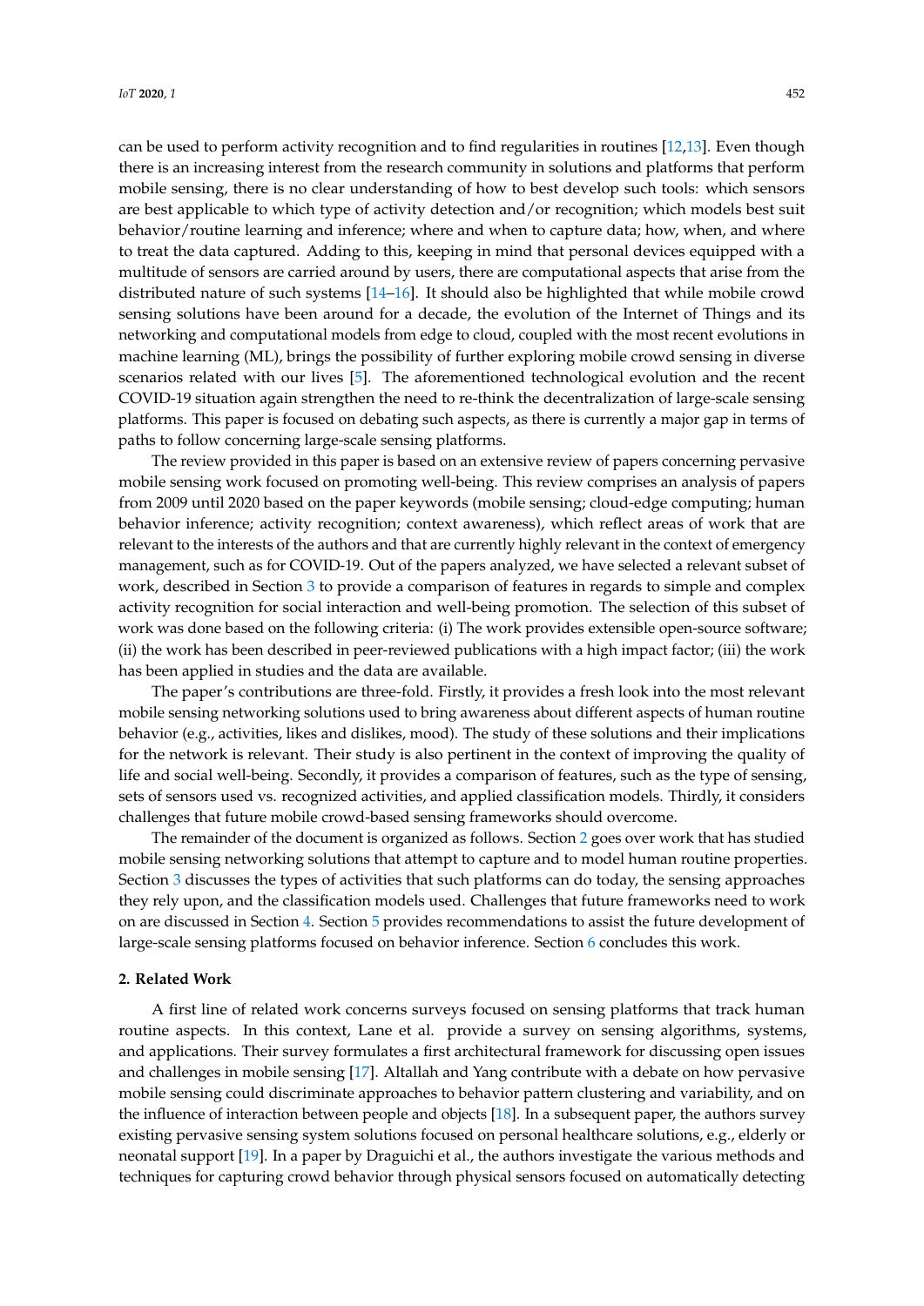can be used to perform activity recognition and to find regularities in routines [12,13]. Even though there is an increasing interest from the research community in solutions and platforms that perform mobile sensing, there is no clear understanding of how to best develop such tools: which sensors are best applicable to which type of activity detection and/or recognition; which models best suit behavior/routine learning and inference; where and when to capture data; how, when, and where to treat the data captured. Adding to this, keeping in mind that personal devices equipped with a multitude of sensors are carried around by users, there are computational aspects that arise from the distributed nature of such systems [14–16]. It should also be highlighted that while mobile crowd sensing solutions have been around for a decade, the evolution of the Internet of Things and its networking and computational models from edge to cloud, coupled with the most recent evolutions in machine learning (ML), brings the possibility of further exploring mobile crowd sensing in diverse scenarios related with our lives [5]. The aforementioned technological evolution and the recent COVID-19 situation again strengthen the need to re-think the decentralization of large-scale sensing platforms. This paper is focused on debating such aspects, as there is currently a major gap in terms of paths to follow concerning large-scale sensing platforms.

The review provided in this paper is based on an extensive review of papers concerning pervasive mobile sensing work focused on promoting well-being. This review comprises an analysis of papers from 2009 until 2020 based on the paper keywords (mobile sensing; cloud-edge computing; human behavior inference; activity recognition; context awareness), which reflect areas of work that are relevant to the interests of the authors and that are currently highly relevant in the context of emergency management, such as for COVID-19. Out of the papers analyzed, we have selected a relevant subset of work, described in Section 3 to provide a comparison of features in regards to simple and complex activity recognition for social interaction and well-being promotion. The selection of this subset of work was done based on the following criteria: (i) The work provides extensible open-source software; (ii) the work has been described in peer-reviewed publications with a high impact factor; (iii) the work has been applied in studies and the data are available.

The paper's contributions are three-fold. Firstly, it provides a fresh look into the most relevant mobile sensing networking solutions used to bring awareness about different aspects of human routine behavior (e.g., activities, likes and dislikes, mood). The study of these solutions and their implications for the network is relevant. Their study is also pertinent in the context of improving the quality of life and social well-being. Secondly, it provides a comparison of features, such as the type of sensing, sets of sensors used vs. recognized activities, and applied classification models. Thirdly, it considers challenges that future mobile crowd-based sensing frameworks should overcome.

The remainder of the document is organized as follows. Section 2 goes over work that has studied mobile sensing networking solutions that attempt to capture and to model human routine properties. Section 3 discusses the types of activities that such platforms can do today, the sensing approaches they rely upon, and the classification models used. Challenges that future frameworks need to work on are discussed in Section 4. Section 5 provides recommendations to assist the future development of large-scale sensing platforms focused on behavior inference. Section 6 concludes this work.

## 2. Related Work

A first line of related work concerns surveys focused on sensing platforms that track human routine aspects. In this context, Lane et al. provide a survey on sensing algorithms, systems, and applications. Their survey formulates a first architectural framework for discussing open issues and challenges in mobile sensing [17]. Altallah and Yang contribute with a debate on how pervasive mobile sensing could discriminate approaches to behavior pattern clustering and variability, and on the influence of interaction between people and objects [18]. In a subsequent paper, the authors survey existing pervasive sensing system solutions focused on personal healthcare solutions, e.g., elderly or neonatal support [19]. In a paper by Draguichi et al., the authors investigate the various methods and techniques for capturing crowd behavior through physical sensors focused on automatically detecting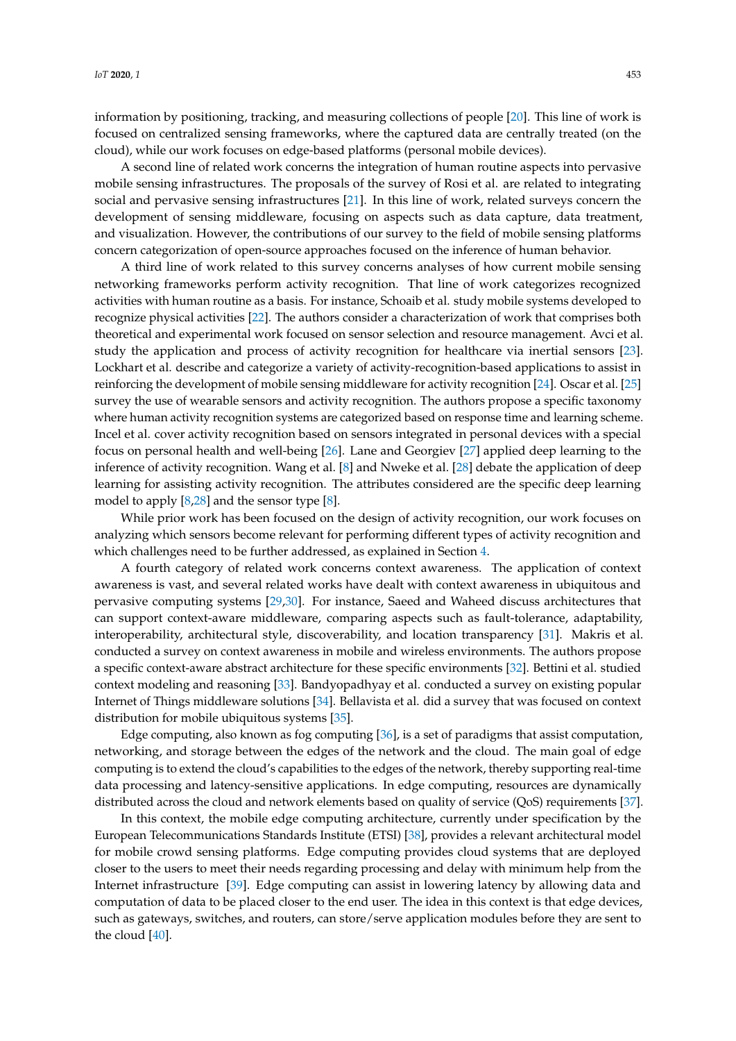information by positioning, tracking, and measuring collections of people [20]. This line of work is focused on centralized sensing frameworks, where the captured data are centrally treated (on the cloud), while our work focuses on edge-based platforms (personal mobile devices).

A second line of related work concerns the integration of human routine aspects into pervasive mobile sensing infrastructures. The proposals of the survey of Rosi et al. are related to integrating social and pervasive sensing infrastructures [21]. In this line of work, related surveys concern the development of sensing middleware, focusing on aspects such as data capture, data treatment, and visualization. However, the contributions of our survey to the field of mobile sensing platforms concern categorization of open-source approaches focused on the inference of human behavior.

A third line of work related to this survey concerns analyses of how current mobile sensing networking frameworks perform activity recognition. That line of work categorizes recognized activities with human routine as a basis. For instance, Schoaib et al. study mobile systems developed to recognize physical activities [22]. The authors consider a characterization of work that comprises both theoretical and experimental work focused on sensor selection and resource management. Avci et al. study the application and process of activity recognition for healthcare via inertial sensors [23]. Lockhart et al. describe and categorize a variety of activity-recognition-based applications to assist in reinforcing the development of mobile sensing middleware for activity recognition [24]. Oscar et al. [25] survey the use of wearable sensors and activity recognition. The authors propose a specific taxonomy where human activity recognition systems are categorized based on response time and learning scheme. Incel et al. cover activity recognition based on sensors integrated in personal devices with a special focus on personal health and well-being [26]. Lane and Georgiev [27] applied deep learning to the inference of activity recognition. Wang et al. [8] and Nweke et al. [28] debate the application of deep learning for assisting activity recognition. The attributes considered are the specific deep learning model to apply [8,28] and the sensor type [8].

While prior work has been focused on the design of activity recognition, our work focuses on analyzing which sensors become relevant for performing different types of activity recognition and which challenges need to be further addressed, as explained in Section 4.

A fourth category of related work concerns context awareness. The application of context awareness is vast, and several related works have dealt with context awareness in ubiquitous and pervasive computing systems [29,30]. For instance, Saeed and Waheed discuss architectures that can support context-aware middleware, comparing aspects such as fault-tolerance, adaptability, interoperability, architectural style, discoverability, and location transparency [31]. Makris et al. conducted a survey on context awareness in mobile and wireless environments. The authors propose a specific context-aware abstract architecture for these specific environments [32]. Bettini et al. studied context modeling and reasoning [33]. Bandyopadhyay et al. conducted a survey on existing popular Internet of Things middleware solutions [34]. Bellavista et al. did a survey that was focused on context distribution for mobile ubiquitous systems [35].

Edge computing, also known as fog computing [36], is a set of paradigms that assist computation, networking, and storage between the edges of the network and the cloud. The main goal of edge computing is to extend the cloud's capabilities to the edges of the network, thereby supporting real-time data processing and latency-sensitive applications. In edge computing, resources are dynamically distributed across the cloud and network elements based on quality of service (QoS) requirements [37].

In this context, the mobile edge computing architecture, currently under specification by the European Telecommunications Standards Institute (ETSI) [38], provides a relevant architectural model for mobile crowd sensing platforms. Edge computing provides cloud systems that are deployed closer to the users to meet their needs regarding processing and delay with minimum help from the Internet infrastructure [39]. Edge computing can assist in lowering latency by allowing data and computation of data to be placed closer to the end user. The idea in this context is that edge devices, such as gateways, switches, and routers, can store/serve application modules before they are sent to the cloud [40].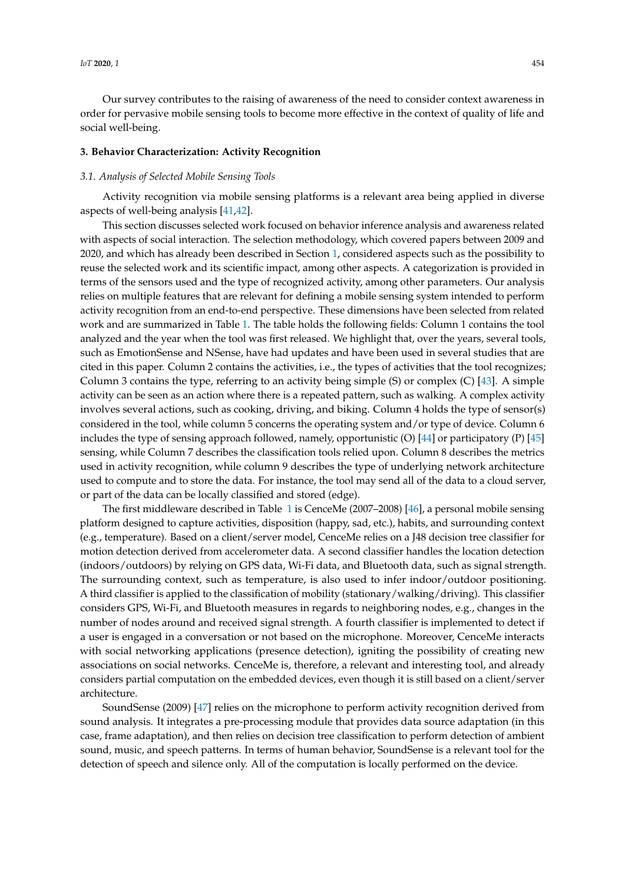Our survey contributes to the raising of awareness of the need to consider context awareness in order for pervasive mobile sensing tools to become more effective in the context of quality of life and social well-being.

## 3. Behavior Characterization: Activity Recognition

### *3.1. Analysis of Selected Mobile Sensing Tools*

Activity recognition via mobile sensing platforms is a relevant area being applied in diverse aspects of well-being analysis [41,42].

This section discusses selected work focused on behavior inference analysis and awareness related with aspects of social interaction. The selection methodology, which covered papers between 2009 and 2020, and which has already been described in Section 1, considered aspects such as the possibility to reuse the selected work and its scientific impact, among other aspects. A categorization is provided in terms of the sensors used and the type of recognized activity, among other parameters. Our analysis relies on multiple features that are relevant for defining a mobile sensing system intended to perform activity recognition from an end-to-end perspective. These dimensions have been selected from related work and are summarized in Table 1. The table holds the following fields: Column 1 contains the tool analyzed and the year when the tool was first released. We highlight that, over the years, several tools, such as EmotionSense and NSense, have had updates and have been used in several studies that are cited in this paper. Column 2 contains the activities, i.e., the types of activities that the tool recognizes; Column 3 contains the type, referring to an activity being simple (S) or complex (C) [43]. A simple activity can be seen as an action where there is a repeated pattern, such as walking. A complex activity involves several actions, such as cooking, driving, and biking. Column 4 holds the type of sensor(s) considered in the tool, while column 5 concerns the operating system and/or type of device. Column 6 includes the type of sensing approach followed, namely, opportunistic (O) [44] or participatory (P) [45] sensing, while Column 7 describes the classification tools relied upon. Column 8 describes the metrics used in activity recognition, while column 9 describes the type of underlying network architecture used to compute and to store the data. For instance, the tool may send all of the data to a cloud server, or part of the data can be locally classified and stored (edge).

The first middleware described in Table 1 is CenceMe (2007–2008) [46], a personal mobile sensing platform designed to capture activities, disposition (happy, sad, etc.), habits, and surrounding context (e.g., temperature). Based on a client/server model, CenceMe relies on a J48 decision tree classifier for motion detection derived from accelerometer data. A second classifier handles the location detection (indoors/outdoors) by relying on GPS data, Wi-Fi data, and Bluetooth data, such as signal strength. The surrounding context, such as temperature, is also used to infer indoor/outdoor positioning. A third classifier is applied to the classification of mobility (stationary/walking/driving). This classifier considers GPS, Wi-Fi, and Bluetooth measures in regards to neighboring nodes, e.g., changes in the number of nodes around and received signal strength. A fourth classifier is implemented to detect if a user is engaged in a conversation or not based on the microphone. Moreover, CenceMe interacts with social networking applications (presence detection), igniting the possibility of creating new associations on social networks. CenceMe is, therefore, a relevant and interesting tool, and already considers partial computation on the embedded devices, even though it is still based on a client/server architecture.

SoundSense (2009) [47] relies on the microphone to perform activity recognition derived from sound analysis. It integrates a pre-processing module that provides data source adaptation (in this case, frame adaptation), and then relies on decision tree classification to perform detection of ambient sound, music, and speech patterns. In terms of human behavior, SoundSense is a relevant tool for the detection of speech and silence only. All of the computation is locally performed on the device.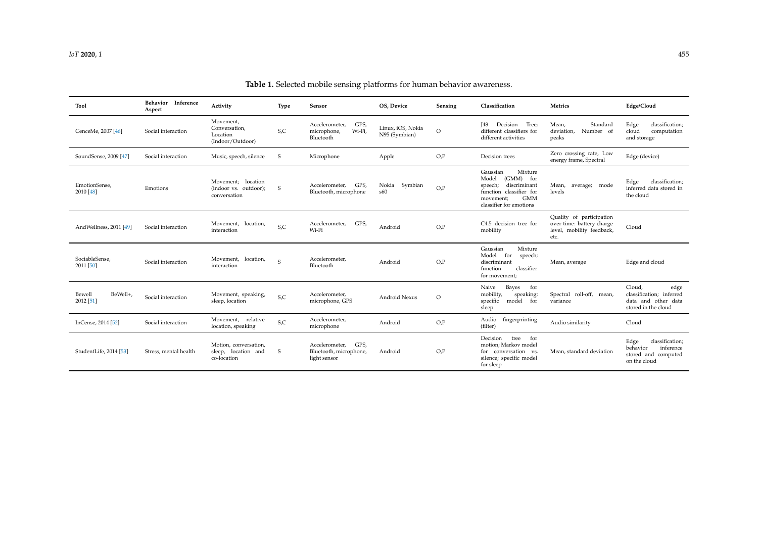**Table 1.** Selected mobile sensing platforms for human behavior awareness.

| Tool | Behavior Inference Aspect | Activity | Type | Sensor | OS, Device | Sensing | Classification | Metrics | Edge/Cloud |
|---|---|---|---|---|---|---|---|---|---|
| CenceMe, 2007 [46] | Social interaction | Movement, Conversation, Location (Indoor/Outdoor) | S,C | Accelerometer, GPS, microphone, Wi-Fi, Bluetooth | Linux, iOS, Nokia N95 (Symbian) | O | J48 Decision Tree; different classifiers for different activities | Mean, Standard deviation, Number of peaks | Edge classification; cloud computation and storage |
| SoundSense, 2009 [47] | Social interaction | Music, speech, silence | S | Microphone | Apple | O,P | Decision trees | Zero crossing rate, Low energy frame, Spectral | Edge (device) |
| EmotionSense, 2010 [48] | Emotions | Movement; location (indoor vs. outdoor); conversation | S | Accelerometer, GPS, Bluetooth, microphone | Nokia Symbian s60 | O,P | Gaussian Mixture Model (GMM) for speech; discriminant function classifier for movement; GMM classifier for emotions | Mean, average; mode levels | Edge classification; inferred data stored in the cloud |
| AndWellness, 2011 [49] | Social interaction | Movement, location, interaction | S,C | Accelerometer, GPS, Wi-Fi | Android | O,P | C4.5 decision tree for mobility | Quality of participation over time: battery charge level, mobility feedback, etc. | Cloud |
| SociableSense, 2011 [50] | Social interaction | Movement, location, interaction | S | Accelerometer, Bluetooth | Android | O,P | Gaussian Mixture Model for speech; discriminant function classifier for movement; | Mean, average | Edge and cloud |
| Bewell BeWell+, 2012 [51] | Social interaction | Movement, speaking, sleep, location | S,C | Accelerometer, microphone, GPS | Android Nexus | O | Naive Bayes for mobility, speaking; specific model for sleep | Spectral roll-off, mean, variance | Cloud, edge classification; inferred data and other data stored in the cloud |
| InCense, 2014 [52] | Social interaction | Movement, relative location, speaking | S,C | Accelerometer, microphone | Android | O,P | Audio fingerprinting (filter) | Audio similarity | Cloud |
| StudentLife, 2014 [53] | Stress, mental health | Motion, conversation, sleep, location and co-location | S | Accelerometer, GPS, Bluetooth, microphone, light sensor | Android | O,P | Decision tree for motion; Markov model for conversation vs. silence; specific model for sleep | Mean, standard deviation | Edge classification; behavior inference stored and computed on the cloud |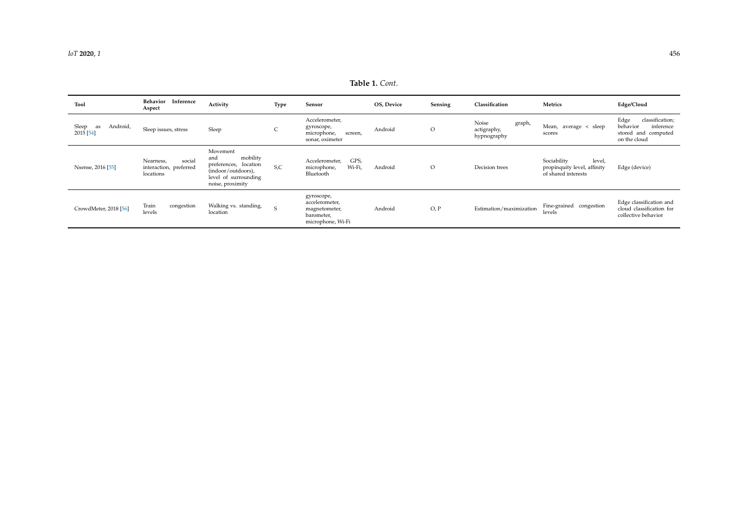**Table 1.** *Cont.*

| Tool | Behavior Inference Aspect | Activity | Type | Sensor | OS, Device | Sensing | Classification | Metrics | Edge/Cloud |
|---|---|---|---|---|---|---|---|---|---|
| Sleep as Android, 2015 [54] | Sleep issues, stress | Sleep | C | Accelerometer, gyroscope, microphone, screen, sonar, oximeter | Android | O | Noise graph, actigraphy, hypnography | Mean, average < sleep scores | Edge classification; behavior inference stored and computed on the cloud |
| Nsense, 2016 [55] | Nearness, social interaction, preferred locations | Movement and mobility preferences, location (indoor/outdoors), level of surrounding noise, proximity | S,C | Accelerometer, GPS, microphone, Wi-Fi, Bluetooth | Android | O | Decision trees | Sociability level, propinquity level, affinity of shared interests | Edge (device) |
| CrowdMeter, 2018 [56] | Train congestion levels | Walking vs. standing, location | S | gyroscope, accelerometer, magnetometer, barometer, microphone, Wi-Fi | Android | O, P | Estimation/maximization | Fine-grained congestion levels | Edge classification and cloud classification for collective behavior |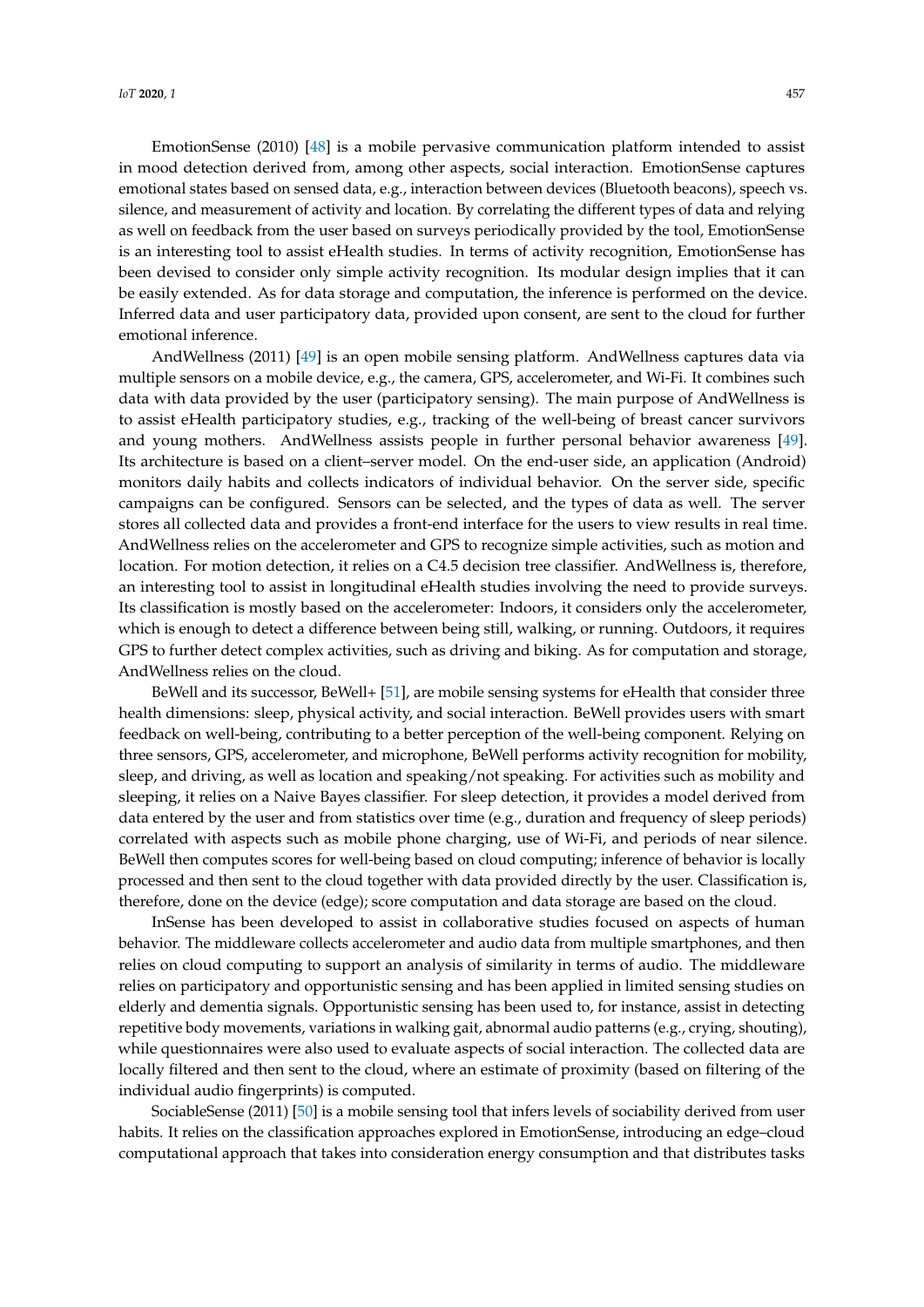EmotionSense (2010) [48] is a mobile pervasive communication platform intended to assist in mood detection derived from, among other aspects, social interaction. EmotionSense captures emotional states based on sensed data, e.g., interaction between devices (Bluetooth beacons), speech vs. silence, and measurement of activity and location. By correlating the different types of data and relying as well on feedback from the user based on surveys periodically provided by the tool, EmotionSense is an interesting tool to assist eHealth studies. In terms of activity recognition, EmotionSense has been devised to consider only simple activity recognition. Its modular design implies that it can be easily extended. As for data storage and computation, the inference is performed on the device. Inferred data and user participatory data, provided upon consent, are sent to the cloud for further emotional inference.

AndWellness (2011) [49] is an open mobile sensing platform. AndWellness captures data via multiple sensors on a mobile device, e.g., the camera, GPS, accelerometer, and Wi-Fi. It combines such data with data provided by the user (participatory sensing). The main purpose of AndWellness is to assist eHealth participatory studies, e.g., tracking of the well-being of breast cancer survivors and young mothers. AndWellness assists people in further personal behavior awareness [49]. Its architecture is based on a client–server model. On the end-user side, an application (Android) monitors daily habits and collects indicators of individual behavior. On the server side, specific campaigns can be configured. Sensors can be selected, and the types of data as well. The server stores all collected data and provides a front-end interface for the users to view results in real time. AndWellness relies on the accelerometer and GPS to recognize simple activities, such as motion and location. For motion detection, it relies on a C4.5 decision tree classifier. AndWellness is, therefore, an interesting tool to assist in longitudinal eHealth studies involving the need to provide surveys. Its classification is mostly based on the accelerometer: Indoors, it considers only the accelerometer, which is enough to detect a difference between being still, walking, or running. Outdoors, it requires GPS to further detect complex activities, such as driving and biking. As for computation and storage, AndWellness relies on the cloud.

BeWell and its successor, BeWell+ [51], are mobile sensing systems for eHealth that consider three health dimensions: sleep, physical activity, and social interaction. BeWell provides users with smart feedback on well-being, contributing to a better perception of the well-being component. Relying on three sensors, GPS, accelerometer, and microphone, BeWell performs activity recognition for mobility, sleep, and driving, as well as location and speaking/not speaking. For activities such as mobility and sleeping, it relies on a Naive Bayes classifier. For sleep detection, it provides a model derived from data entered by the user and from statistics over time (e.g., duration and frequency of sleep periods) correlated with aspects such as mobile phone charging, use of Wi-Fi, and periods of near silence. BeWell then computes scores for well-being based on cloud computing; inference of behavior is locally processed and then sent to the cloud together with data provided directly by the user. Classification is, therefore, done on the device (edge); score computation and data storage are based on the cloud.

InSense has been developed to assist in collaborative studies focused on aspects of human behavior. The middleware collects accelerometer and audio data from multiple smartphones, and then relies on cloud computing to support an analysis of similarity in terms of audio. The middleware relies on participatory and opportunistic sensing and has been applied in limited sensing studies on elderly and dementia signals. Opportunistic sensing has been used to, for instance, assist in detecting repetitive body movements, variations in walking gait, abnormal audio patterns (e.g., crying, shouting), while questionnaires were also used to evaluate aspects of social interaction. The collected data are locally filtered and then sent to the cloud, where an estimate of proximity (based on filtering of the individual audio fingerprints) is computed.

SociableSense (2011) [50] is a mobile sensing tool that infers levels of sociability derived from user habits. It relies on the classification approaches explored in EmotionSense, introducing an edge–cloud computational approach that takes into consideration energy consumption and that distributes tasks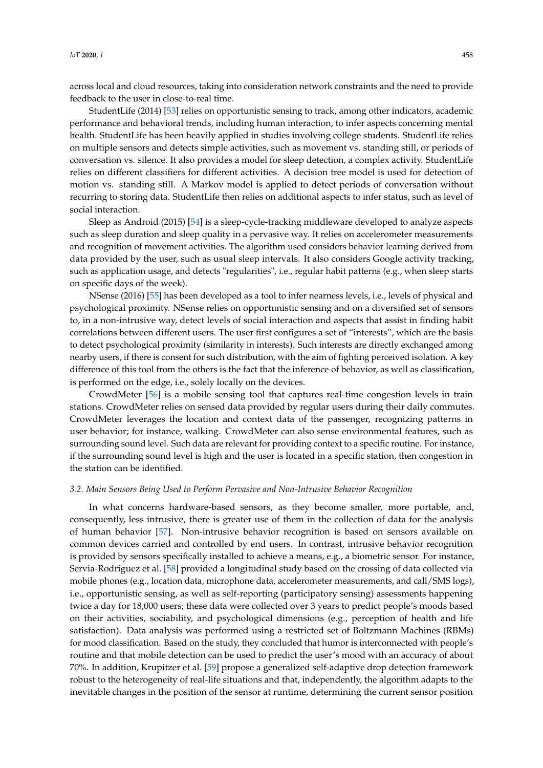across local and cloud resources, taking into consideration network constraints and the need to provide feedback to the user in close-to-real time.

StudentLife (2014) [53] relies on opportunistic sensing to track, among other indicators, academic performance and behavioral trends, including human interaction, to infer aspects concerning mental health. StudentLife has been heavily applied in studies involving college students. StudentLife relies on multiple sensors and detects simple activities, such as movement vs. standing still, or periods of conversation vs. silence. It also provides a model for sleep detection, a complex activity. StudentLife relies on different classifiers for different activities. A decision tree model is used for detection of motion vs. standing still. A Markov model is applied to detect periods of conversation without recurring to storing data. StudentLife then relies on additional aspects to infer status, such as level of social interaction.

Sleep as Android (2015) [54] is a sleep-cycle-tracking middleware developed to analyze aspects such as sleep duration and sleep quality in a pervasive way. It relies on accelerometer measurements and recognition of movement activities. The algorithm used considers behavior learning derived from data provided by the user, such as usual sleep intervals. It also considers Google activity tracking, such as application usage, and detects "regularities", i.e., regular habit patterns (e.g., when sleep starts on specific days of the week).

NSense (2016) [55] has been developed as a tool to infer nearness levels, i.e., levels of physical and psychological proximity. NSense relies on opportunistic sensing and on a diversified set of sensors to, in a non-intrusive way, detect levels of social interaction and aspects that assist in finding habit correlations between different users. The user first configures a set of "interests", which are the basis to detect psychological proximity (similarity in interests). Such interests are directly exchanged among nearby users, if there is consent for such distribution, with the aim of fighting perceived isolation. A key difference of this tool from the others is the fact that the inference of behavior, as well as classification, is performed on the edge, i.e., solely locally on the devices.

CrowdMeter [56] is a mobile sensing tool that captures real-time congestion levels in train stations. CrowdMeter relies on sensed data provided by regular users during their daily commutes. CrowdMeter leverages the location and context data of the passenger, recognizing patterns in user behavior; for instance, walking. CrowdMeter can also sense environmental features, such as surrounding sound level. Such data are relevant for providing context to a specific routine. For instance, if the surrounding sound level is high and the user is located in a specific station, then congestion in the station can be identified.

### *3.2. Main Sensors Being Used to Perform Pervasive and Non-Intrusive Behavior Recognition*

In what concerns hardware-based sensors, as they become smaller, more portable, and, consequently, less intrusive, there is greater use of them in the collection of data for the analysis of human behavior [57]. Non-intrusive behavior recognition is based on sensors available on common devices carried and controlled by end users. In contrast, intrusive behavior recognition is provided by sensors specifically installed to achieve a means, e.g., a biometric sensor. For instance, Servia-Rodriguez et al. [58] provided a longitudinal study based on the crossing of data collected via mobile phones (e.g., location data, microphone data, accelerometer measurements, and call/SMS logs), i.e., opportunistic sensing, as well as self-reporting (participatory sensing) assessments happening twice a day for 18,000 users; these data were collected over 3 years to predict people's moods based on their activities, sociability, and psychological dimensions (e.g., perception of health and life satisfaction). Data analysis was performed using a restricted set of Boltzmann Machines (RBMs) for mood classification. Based on the study, they concluded that humor is interconnected with people's routine and that mobile detection can be used to predict the user's mood with an accuracy of about 70%. In addition, Krupitzer et al. [59] propose a generalized self-adaptive drop detection framework robust to the heterogeneity of real-life situations and that, independently, the algorithm adapts to the inevitable changes in the position of the sensor at runtime, determining the current sensor position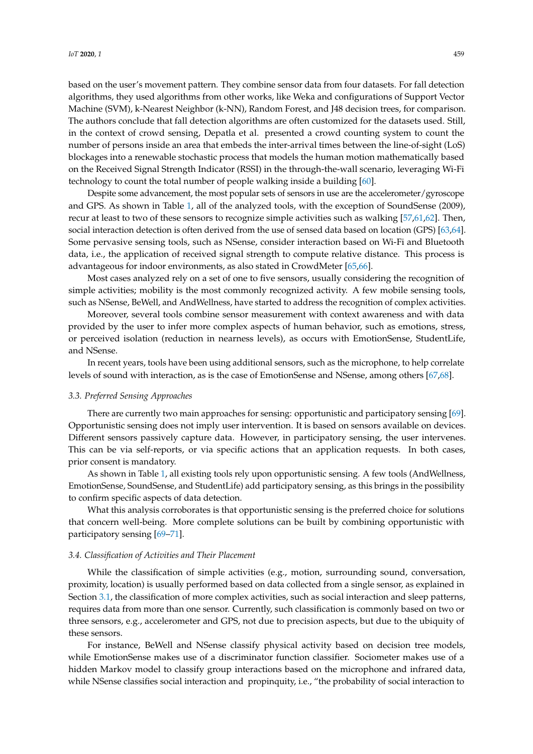based on the user's movement pattern. They combine sensor data from four datasets. For fall detection algorithms, they used algorithms from other works, like Weka and configurations of Support Vector Machine (SVM), k-Nearest Neighbor (k-NN), Random Forest, and J48 decision trees, for comparison. The authors conclude that fall detection algorithms are often customized for the datasets used. Still, in the context of crowd sensing, Depatla et al. presented a crowd counting system to count the number of persons inside an area that embeds the inter-arrival times between the line-of-sight (LoS) blockages into a renewable stochastic process that models the human motion mathematically based on the Received Signal Strength Indicator (RSSI) in the through-the-wall scenario, leveraging Wi-Fi technology to count the total number of people walking inside a building [60].

Despite some advancement, the most popular sets of sensors in use are the accelerometer/gyroscope and GPS. As shown in Table 1, all of the analyzed tools, with the exception of SoundSense (2009), recur at least to two of these sensors to recognize simple activities such as walking [57,61,62]. Then, social interaction detection is often derived from the use of sensed data based on location (GPS) [63,64]. Some pervasive sensing tools, such as NSense, consider interaction based on Wi-Fi and Bluetooth data, i.e., the application of received signal strength to compute relative distance. This process is advantageous for indoor environments, as also stated in CrowdMeter [65,66].

Most cases analyzed rely on a set of one to five sensors, usually considering the recognition of simple activities; mobility is the most commonly recognized activity. A few mobile sensing tools, such as NSense, BeWell, and AndWellness, have started to address the recognition of complex activities.

Moreover, several tools combine sensor measurement with context awareness and with data provided by the user to infer more complex aspects of human behavior, such as emotions, stress, or perceived isolation (reduction in nearness levels), as occurs with EmotionSense, StudentLife, and NSense.

In recent years, tools have been using additional sensors, such as the microphone, to help correlate levels of sound with interaction, as is the case of EmotionSense and NSense, among others [67,68].

### *3.3. Preferred Sensing Approaches*

There are currently two main approaches for sensing: opportunistic and participatory sensing [69]. Opportunistic sensing does not imply user intervention. It is based on sensors available on devices. Different sensors passively capture data. However, in participatory sensing, the user intervenes. This can be via self-reports, or via specific actions that an application requests. In both cases, prior consent is mandatory.

As shown in Table 1, all existing tools rely upon opportunistic sensing. A few tools (AndWellness, EmotionSense, SoundSense, and StudentLife) add participatory sensing, as this brings in the possibility to confirm specific aspects of data detection.

What this analysis corroborates is that opportunistic sensing is the preferred choice for solutions that concern well-being. More complete solutions can be built by combining opportunistic with participatory sensing [69–71].

### *3.4. Classification of Activities and Their Placement*

While the classification of simple activities (e.g., motion, surrounding sound, conversation, proximity, location) is usually performed based on data collected from a single sensor, as explained in Section 3.1, the classification of more complex activities, such as social interaction and sleep patterns, requires data from more than one sensor. Currently, such classification is commonly based on two or three sensors, e.g., accelerometer and GPS, not due to precision aspects, but due to the ubiquity of these sensors.

For instance, BeWell and NSense classify physical activity based on decision tree models, while EmotionSense makes use of a discriminator function classifier. Sociometer makes use of a hidden Markov model to classify group interactions based on the microphone and infrared data, while NSense classifies social interaction and propinquity, i.e., "the probability of social interaction to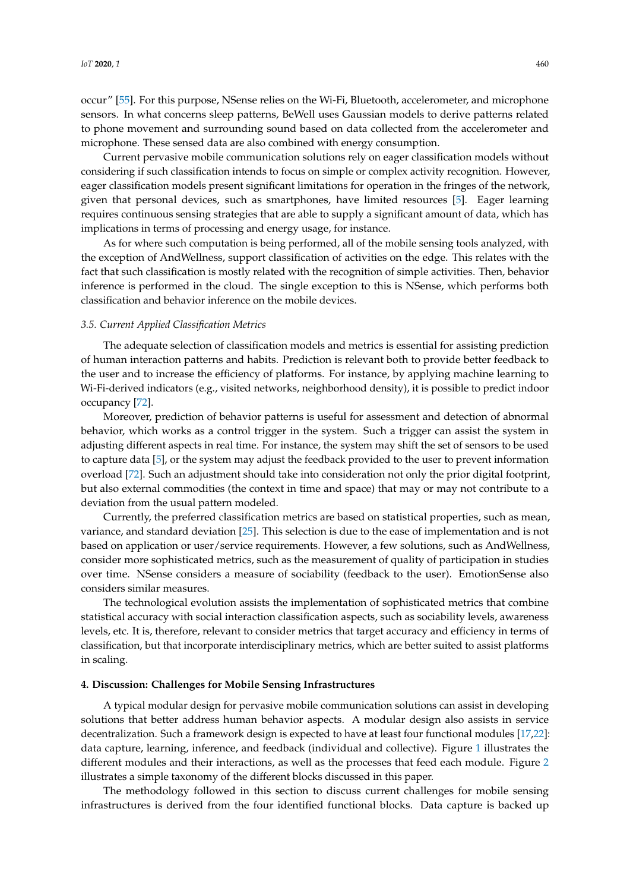occur" [55]. For this purpose, NSense relies on the Wi-Fi, Bluetooth, accelerometer, and microphone sensors. In what concerns sleep patterns, BeWell uses Gaussian models to derive patterns related to phone movement and surrounding sound based on data collected from the accelerometer and microphone. These sensed data are also combined with energy consumption.

Current pervasive mobile communication solutions rely on eager classification models without considering if such classification intends to focus on simple or complex activity recognition. However, eager classification models present significant limitations for operation in the fringes of the network, given that personal devices, such as smartphones, have limited resources [5]. Eager learning requires continuous sensing strategies that are able to supply a significant amount of data, which has implications in terms of processing and energy usage, for instance.

As for where such computation is being performed, all of the mobile sensing tools analyzed, with the exception of AndWellness, support classification of activities on the edge. This relates with the fact that such classification is mostly related with the recognition of simple activities. Then, behavior inference is performed in the cloud. The single exception to this is NSense, which performs both classification and behavior inference on the mobile devices.

### *3.5. Current Applied Classification Metrics*

The adequate selection of classification models and metrics is essential for assisting prediction of human interaction patterns and habits. Prediction is relevant both to provide better feedback to the user and to increase the efficiency of platforms. For instance, by applying machine learning to Wi-Fi-derived indicators (e.g., visited networks, neighborhood density), it is possible to predict indoor occupancy [72].

Moreover, prediction of behavior patterns is useful for assessment and detection of abnormal behavior, which works as a control trigger in the system. Such a trigger can assist the system in adjusting different aspects in real time. For instance, the system may shift the set of sensors to be used to capture data [5], or the system may adjust the feedback provided to the user to prevent information overload [72]. Such an adjustment should take into consideration not only the prior digital footprint, but also external commodities (the context in time and space) that may or may not contribute to a deviation from the usual pattern modeled.

Currently, the preferred classification metrics are based on statistical properties, such as mean, variance, and standard deviation [25]. This selection is due to the ease of implementation and is not based on application or user/service requirements. However, a few solutions, such as AndWellness, consider more sophisticated metrics, such as the measurement of quality of participation in studies over time. NSense considers a measure of sociability (feedback to the user). EmotionSense also considers similar measures.

The technological evolution assists the implementation of sophisticated metrics that combine statistical accuracy with social interaction classification aspects, such as sociability levels, awareness levels, etc. It is, therefore, relevant to consider metrics that target accuracy and efficiency in terms of classification, but that incorporate interdisciplinary metrics, which are better suited to assist platforms in scaling.

## **4. Discussion: Challenges for Mobile Sensing Infrastructures**

A typical modular design for pervasive mobile communication solutions can assist in developing solutions that better address human behavior aspects. A modular design also assists in service decentralization. Such a framework design is expected to have at least four functional modules [17,22]: data capture, learning, inference, and feedback (individual and collective). Figure 1 illustrates the different modules and their interactions, as well as the processes that feed each module. Figure 2 illustrates a simple taxonomy of the different blocks discussed in this paper.

The methodology followed in this section to discuss current challenges for mobile sensing infrastructures is derived from the four identified functional blocks. Data capture is backed up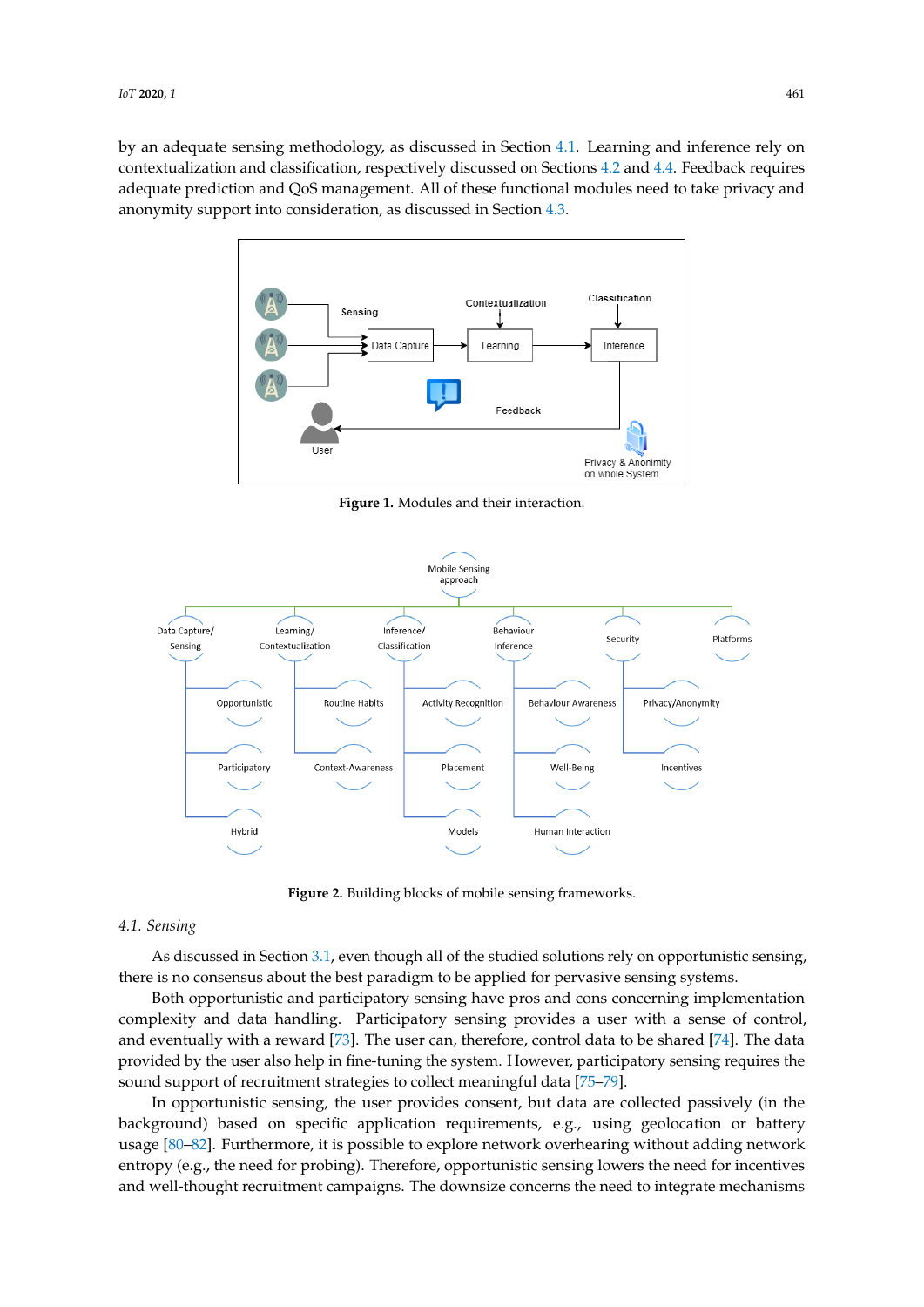by an adequate sensing methodology, as discussed in Section 4.1. Learning and inference rely on contextualization and classification, respectively discussed on Sections 4.2 and 4.4. Feedback requires adequate prediction and QoS management. All of these functional modules need to take privacy and anonymity support into consideration, as discussed in Section 4.3.

**Figure 1.** Modules and their interaction.

**Figure 2.** Building blocks of mobile sensing frameworks.

### 4.1. Sensing

As discussed in Section 3.1, even though all of the studied solutions rely on opportunistic sensing, there is no consensus about the best paradigm to be applied for pervasive sensing systems.

Both opportunistic and participatory sensing have pros and cons concerning implementation complexity and data handling. Participatory sensing provides a user with a sense of control, and eventually with a reward [73]. The user can, therefore, control data to be shared [74]. The data provided by the user also help in fine-tuning the system. However, participatory sensing requires the sound support of recruitment strategies to collect meaningful data [75–79].

In opportunistic sensing, the user provides consent, but data are collected passively (in the background) based on specific application requirements, e.g., using geolocation or battery usage [80–82]. Furthermore, it is possible to explore network overhearing without adding network entropy (e.g., the need for probing). Therefore, opportunistic sensing lowers the need for incentives and well-thought recruitment campaigns. The downsize concerns the need to integrate mechanisms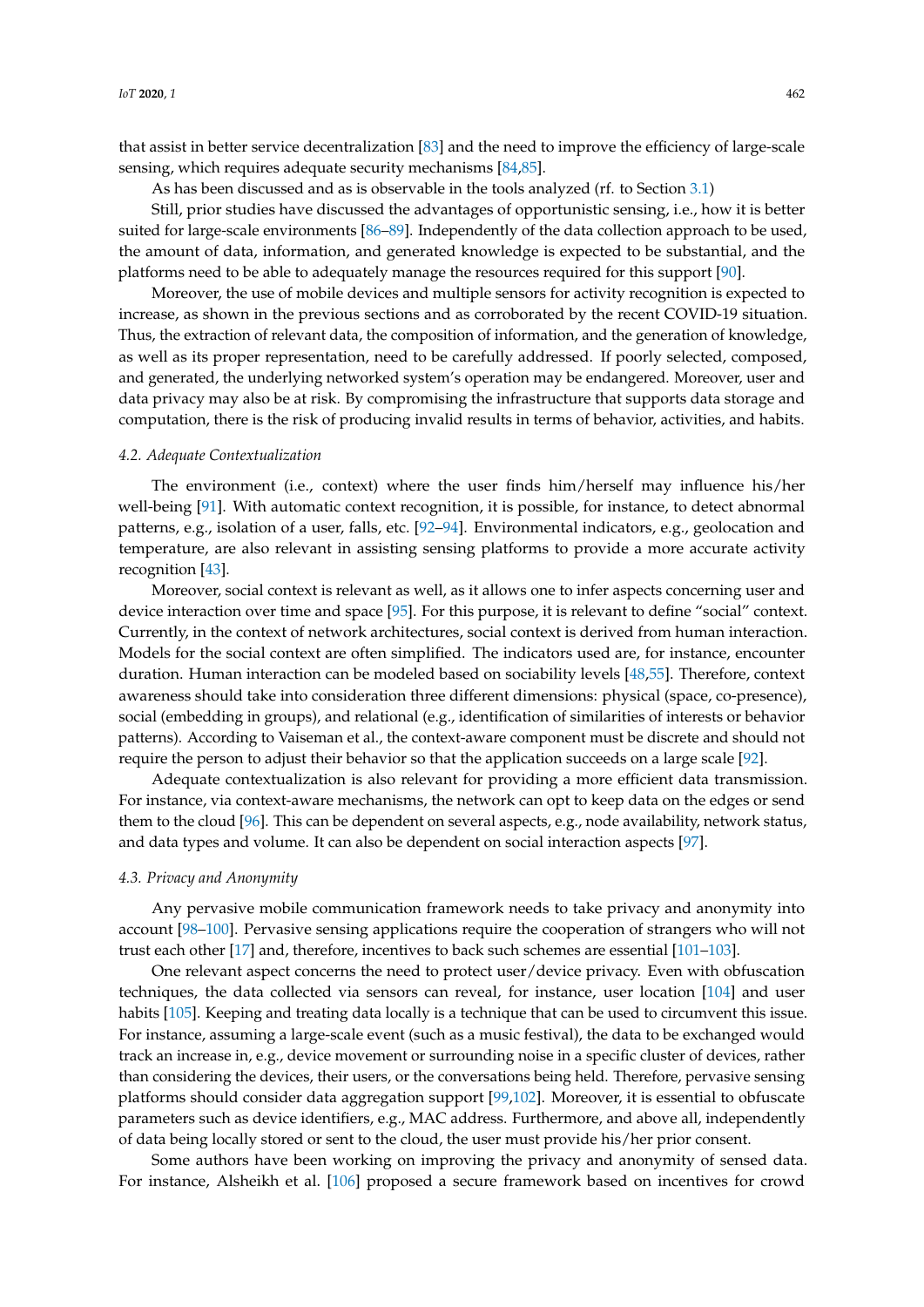that assist in better service decentralization [83] and the need to improve the efficiency of large-scale sensing, which requires adequate security mechanisms [84,85].

As has been discussed and as is observable in the tools analyzed (rf. to Section 3.1)

Still, prior studies have discussed the advantages of opportunistic sensing, i.e., how it is better suited for large-scale environments [86–89]. Independently of the data collection approach to be used, the amount of data, information, and generated knowledge is expected to be substantial, and the platforms need to be able to adequately manage the resources required for this support [90].

Moreover, the use of mobile devices and multiple sensors for activity recognition is expected to increase, as shown in the previous sections and as corroborated by the recent COVID-19 situation. Thus, the extraction of relevant data, the composition of information, and the generation of knowledge, as well as its proper representation, need to be carefully addressed. If poorly selected, composed, and generated, the underlying networked system's operation may be endangered. Moreover, user and data privacy may also be at risk. By compromising the infrastructure that supports data storage and computation, there is the risk of producing invalid results in terms of behavior, activities, and habits.

### 4.2. Adequate Contextualization

The environment (i.e., context) where the user finds him/herself may influence his/her well-being [91]. With automatic context recognition, it is possible, for instance, to detect abnormal patterns, e.g., isolation of a user, falls, etc. [92–94]. Environmental indicators, e.g., geolocation and temperature, are also relevant in assisting sensing platforms to provide a more accurate activity recognition [43].

Moreover, social context is relevant as well, as it allows one to infer aspects concerning user and device interaction over time and space [95]. For this purpose, it is relevant to define "social" context. Currently, in the context of network architectures, social context is derived from human interaction. Models for the social context are often simplified. The indicators used are, for instance, encounter duration. Human interaction can be modeled based on sociability levels [48,55]. Therefore, context awareness should take into consideration three different dimensions: physical (space, co-presence), social (embedding in groups), and relational (e.g., identification of similarities of interests or behavior patterns). According to Vaiseman et al., the context-aware component must be discrete and should not require the person to adjust their behavior so that the application succeeds on a large scale [92].

Adequate contextualization is also relevant for providing a more efficient data transmission. For instance, via context-aware mechanisms, the network can opt to keep data on the edges or send them to the cloud [96]. This can be dependent on several aspects, e.g., node availability, network status, and data types and volume. It can also be dependent on social interaction aspects [97].

### 4.3. Privacy and Anonymity

Any pervasive mobile communication framework needs to take privacy and anonymity into account [98–100]. Pervasive sensing applications require the cooperation of strangers who will not trust each other [17] and, therefore, incentives to back such schemes are essential [101–103].

One relevant aspect concerns the need to protect user/device privacy. Even with obfuscation techniques, the data collected via sensors can reveal, for instance, user location [104] and user habits [105]. Keeping and treating data locally is a technique that can be used to circumvent this issue. For instance, assuming a large-scale event (such as a music festival), the data to be exchanged would track an increase in, e.g., device movement or surrounding noise in a specific cluster of devices, rather than considering the devices, their users, or the conversations being held. Therefore, pervasive sensing platforms should consider data aggregation support [99,102]. Moreover, it is essential to obfuscate parameters such as device identifiers, e.g., MAC address. Furthermore, and above all, independently of data being locally stored or sent to the cloud, the user must provide his/her prior consent.

Some authors have been working on improving the privacy and anonymity of sensed data. For instance, Alsheikh et al. [106] proposed a secure framework based on incentives for crowd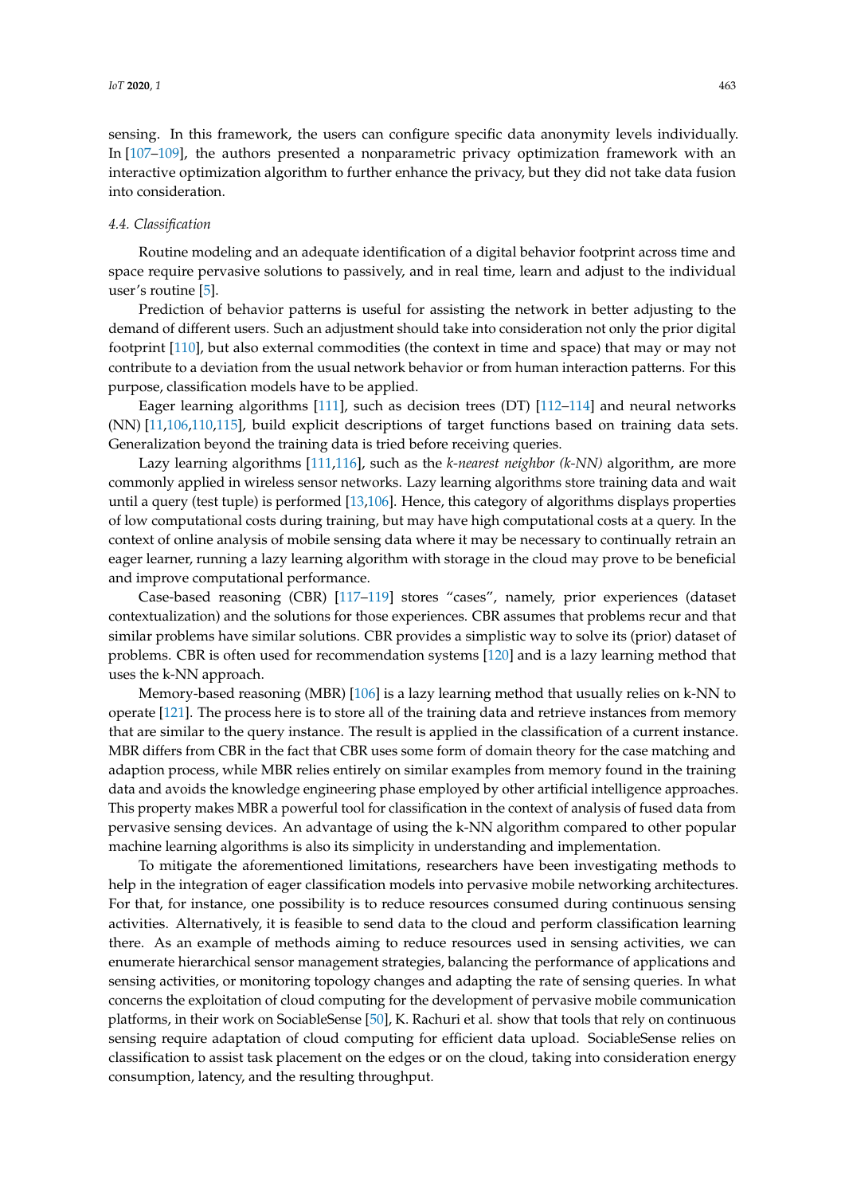sensing. In this framework, the users can configure specific data anonymity levels individually. In [107–109], the authors presented a nonparametric privacy optimization framework with an interactive optimization algorithm to further enhance the privacy, but they did not take data fusion into consideration.

### 4.4. Classification

Routine modeling and an adequate identification of a digital behavior footprint across time and space require pervasive solutions to passively, and in real time, learn and adjust to the individual user's routine [5].

Prediction of behavior patterns is useful for assisting the network in better adjusting to the demand of different users. Such an adjustment should take into consideration not only the prior digital footprint [110], but also external commodities (the context in time and space) that may or may not contribute to a deviation from the usual network behavior or from human interaction patterns. For this purpose, classification models have to be applied.

Eager learning algorithms [111], such as decision trees (DT) [112–114] and neural networks (NN) [11,106,110,115], build explicit descriptions of target functions based on training data sets. Generalization beyond the training data is tried before receiving queries.

Lazy learning algorithms [111,116], such as the *k-nearest neighbor (k-NN)* algorithm, are more commonly applied in wireless sensor networks. Lazy learning algorithms store training data and wait until a query (test tuple) is performed [13,106]. Hence, this category of algorithms displays properties of low computational costs during training, but may have high computational costs at a query. In the context of online analysis of mobile sensing data where it may be necessary to continually retrain an eager learner, running a lazy learning algorithm with storage in the cloud may prove to be beneficial and improve computational performance.

Case-based reasoning (CBR) [117–119] stores "cases", namely, prior experiences (dataset contextualization) and the solutions for those experiences. CBR assumes that problems recur and that similar problems have similar solutions. CBR provides a simplistic way to solve its (prior) dataset of problems. CBR is often used for recommendation systems [120] and is a lazy learning method that uses the k-NN approach.

Memory-based reasoning (MBR) [106] is a lazy learning method that usually relies on k-NN to operate [121]. The process here is to store all of the training data and retrieve instances from memory that are similar to the query instance. The result is applied in the classification of a current instance. MBR differs from CBR in the fact that CBR uses some form of domain theory for the case matching and adaption process, while MBR relies entirely on similar examples from memory found in the training data and avoids the knowledge engineering phase employed by other artificial intelligence approaches. This property makes MBR a powerful tool for classification in the context of analysis of fused data from pervasive sensing devices. An advantage of using the k-NN algorithm compared to other popular machine learning algorithms is also its simplicity in understanding and implementation.

To mitigate the aforementioned limitations, researchers have been investigating methods to help in the integration of eager classification models into pervasive mobile networking architectures. For that, for instance, one possibility is to reduce resources consumed during continuous sensing activities. Alternatively, it is feasible to send data to the cloud and perform classification learning there. As an example of methods aiming to reduce resources used in sensing activities, we can enumerate hierarchical sensor management strategies, balancing the performance of applications and sensing activities, or monitoring topology changes and adapting the rate of sensing queries. In what concerns the exploitation of cloud computing for the development of pervasive mobile communication platforms, in their work on SociableSense [50], K. Rachuri et al. show that tools that rely on continuous sensing require adaptation of cloud computing for efficient data upload. SociableSense relies on classification to assist task placement on the edges or on the cloud, taking into consideration energy consumption, latency, and the resulting throughput.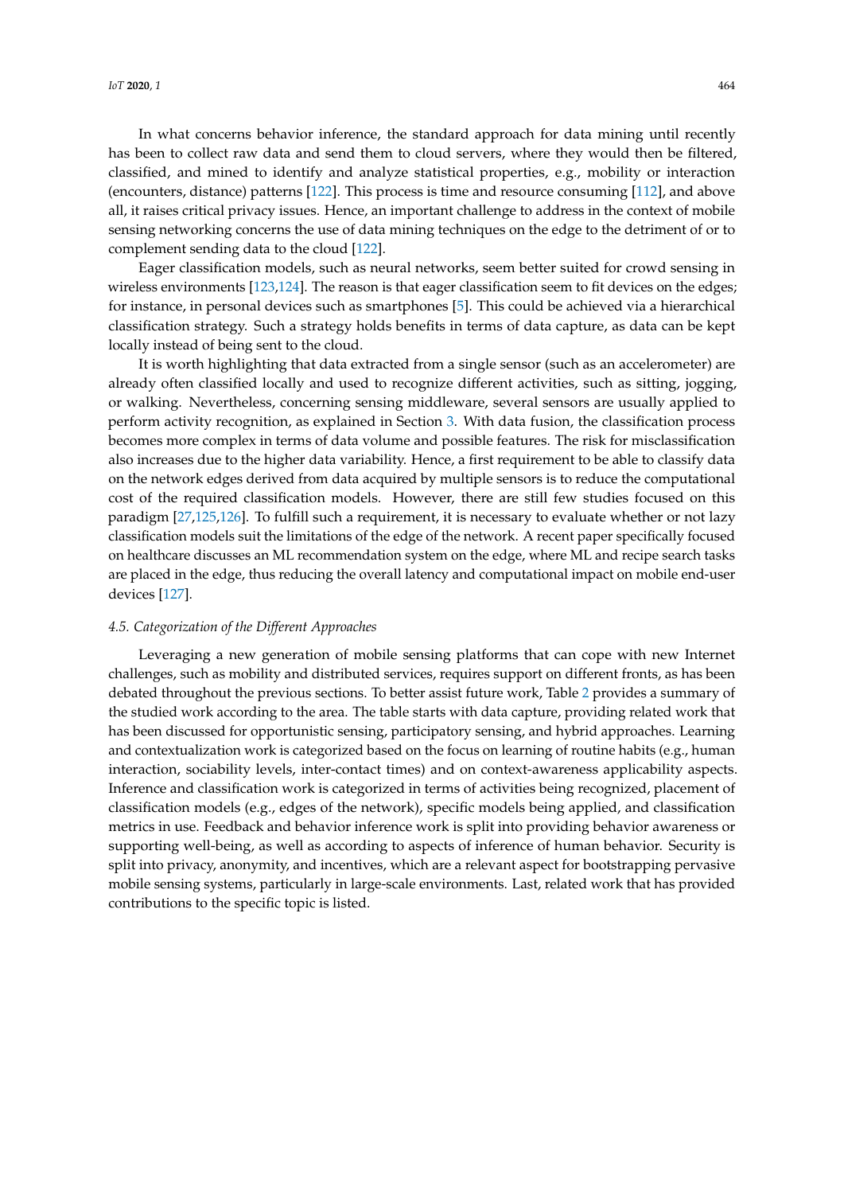In what concerns behavior inference, the standard approach for data mining until recently has been to collect raw data and send them to cloud servers, where they would then be filtered, classified, and mined to identify and analyze statistical properties, e.g., mobility or interaction (encounters, distance) patterns [122]. This process is time and resource consuming [112], and above all, it raises critical privacy issues. Hence, an important challenge to address in the context of mobile sensing networking concerns the use of data mining techniques on the edge to the detriment of or to complement sending data to the cloud [122].

Eager classification models, such as neural networks, seem better suited for crowd sensing in wireless environments [123,124]. The reason is that eager classification seem to fit devices on the edges; for instance, in personal devices such as smartphones [5]. This could be achieved via a hierarchical classification strategy. Such a strategy holds benefits in terms of data capture, as data can be kept locally instead of being sent to the cloud.

It is worth highlighting that data extracted from a single sensor (such as an accelerometer) are already often classified locally and used to recognize different activities, such as sitting, jogging, or walking. Nevertheless, concerning sensing middleware, several sensors are usually applied to perform activity recognition, as explained in Section 3. With data fusion, the classification process becomes more complex in terms of data volume and possible features. The risk for misclassification also increases due to the higher data variability. Hence, a first requirement to be able to classify data on the network edges derived from data acquired by multiple sensors is to reduce the computational cost of the required classification models. However, there are still few studies focused on this paradigm [27,125,126]. To fulfill such a requirement, it is necessary to evaluate whether or not lazy classification models suit the limitations of the edge of the network. A recent paper specifically focused on healthcare discusses an ML recommendation system on the edge, where ML and recipe search tasks are placed in the edge, thus reducing the overall latency and computational impact on mobile end-user devices [127].

### *4.5. Categorization of the Different Approaches*

Leveraging a new generation of mobile sensing platforms that can cope with new Internet challenges, such as mobility and distributed services, requires support on different fronts, as has been debated throughout the previous sections. To better assist future work, Table 2 provides a summary of the studied work according to the area. The table starts with data capture, providing related work that has been discussed for opportunistic sensing, participatory sensing, and hybrid approaches. Learning and contextualization work is categorized based on the focus on learning of routine habits (e.g., human interaction, sociability levels, inter-contact times) and on context-awareness applicability aspects. Inference and classification work is categorized in terms of activities being recognized, placement of classification models (e.g., edges of the network), specific models being applied, and classification metrics in use. Feedback and behavior inference work is split into providing behavior awareness or supporting well-being, as well as according to aspects of inference of human behavior. Security is split into privacy, anonymity, and incentives, which are a relevant aspect for bootstrapping pervasive mobile sensing systems, particularly in large-scale environments. Last, related work that has provided contributions to the specific topic is listed.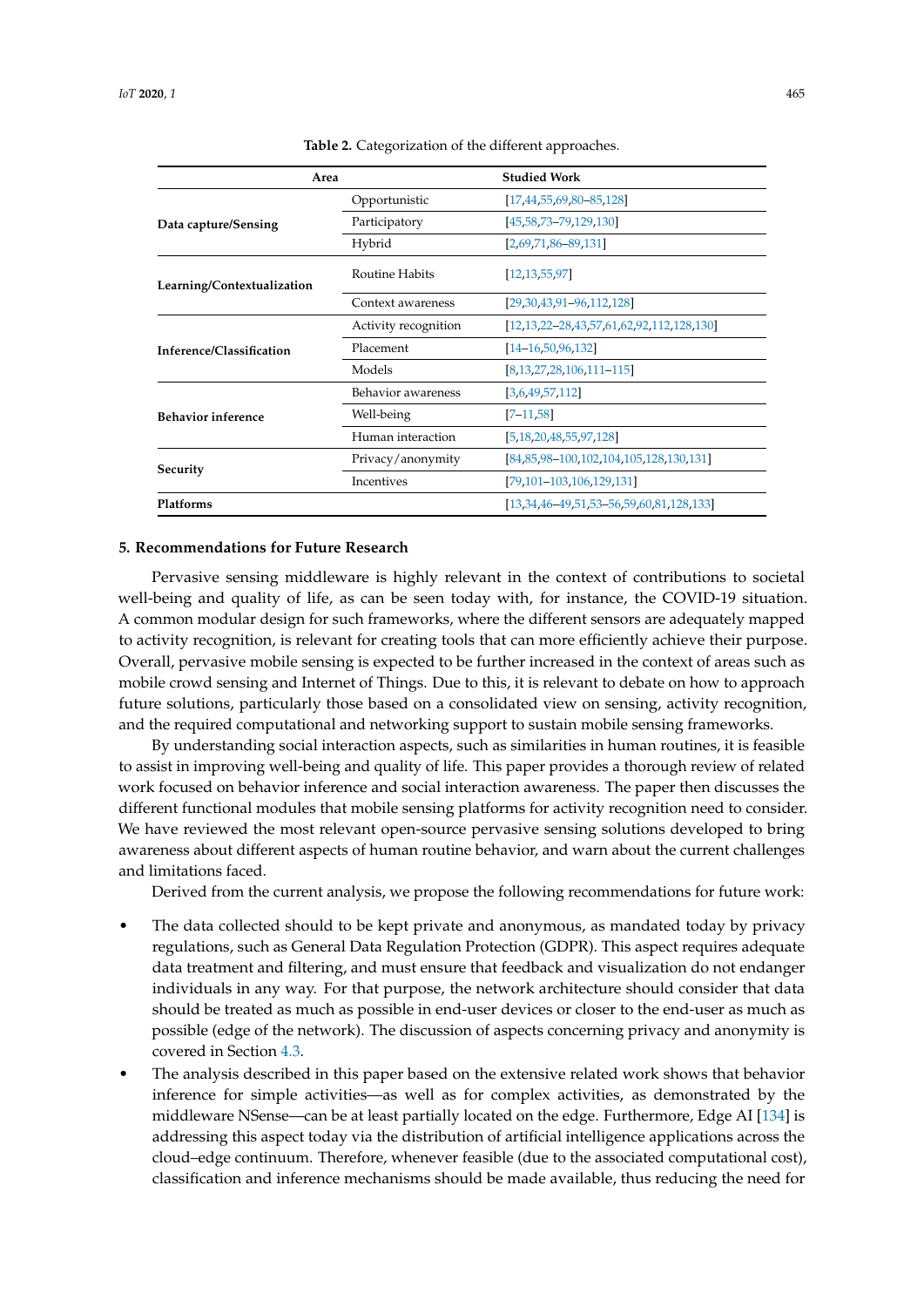**Table 2.** Categorization of the different approaches.

| Area | | Studied Work |
|---|---|---|
| **Data capture/Sensing** | Opportunistic | [17,44,55,69,80–85,128] |
| | Participatory | [45,58,73–79,129,130] |
| | Hybrid | [2,69,71,86–89,131] |
| **Learning/Contextualization** | Routine Habits | [12,13,55,97] |
| | Context awareness | [29,30,43,91–96,112,128] |
| **Inference/Classification** | Activity recognition | [12,13,22–28,43,57,61,62,92,112,128,130] |
| | Placement | [14–16,50,96,132] |
| | Models | [8,13,27,28,106,111–115] |
| **Behavior inference** | Behavior awareness | [3,6,49,57,112] |
| | Well-being | [7–11,58] |
| | Human interaction | [5,18,20,48,55,97,128] |
| **Security** | Privacy/anonymity | [84,85,98–100,102,104,105,128,130,131] |
| | Incentives | [79,101–103,106,129,131] |
| **Platforms** | | [13,34,46–49,51,53–56,59,60,81,128,133] |

## 5. Recommendations for Future Research

Pervasive sensing middleware is highly relevant in the context of contributions to societal well-being and quality of life, as can be seen today with, for instance, the COVID-19 situation. A common modular design for such frameworks, where the different sensors are adequately mapped to activity recognition, is relevant for creating tools that can more efficiently achieve their purpose. Overall, pervasive mobile sensing is expected to be further increased in the context of areas such as mobile crowd sensing and Internet of Things. Due to this, it is relevant to debate on how to approach future solutions, particularly those based on a consolidated view on sensing, activity recognition, and the required computational and networking support to sustain mobile sensing frameworks.

By understanding social interaction aspects, such as similarities in human routines, it is feasible to assist in improving well-being and quality of life. This paper provides a thorough review of related work focused on behavior inference and social interaction awareness. The paper then discusses the different functional modules that mobile sensing platforms for activity recognition need to consider. We have reviewed the most relevant open-source pervasive sensing solutions developed to bring awareness about different aspects of human routine behavior, and warn about the current challenges and limitations faced.

Derived from the current analysis, we propose the following recommendations for future work:

- The data collected should to be kept private and anonymous, as mandated today by privacy regulations, such as General Data Regulation Protection (GDPR). This aspect requires adequate data treatment and filtering, and must ensure that feedback and visualization do not endanger individuals in any way. For that purpose, the network architecture should consider that data should be treated as much as possible in end-user devices or closer to the end-user as much as possible (edge of the network). The discussion of aspects concerning privacy and anonymity is covered in Section 4.3.
- The analysis described in this paper based on the extensive related work shows that behavior inference for simple activities—as well as for complex activities, as demonstrated by the middleware NSense—can be at least partially located on the edge. Furthermore, Edge AI [134] is addressing this aspect today via the distribution of artificial intelligence applications across the cloud–edge continuum. Therefore, whenever feasible (due to the associated computational cost), classification and inference mechanisms should be made available, thus reducing the need for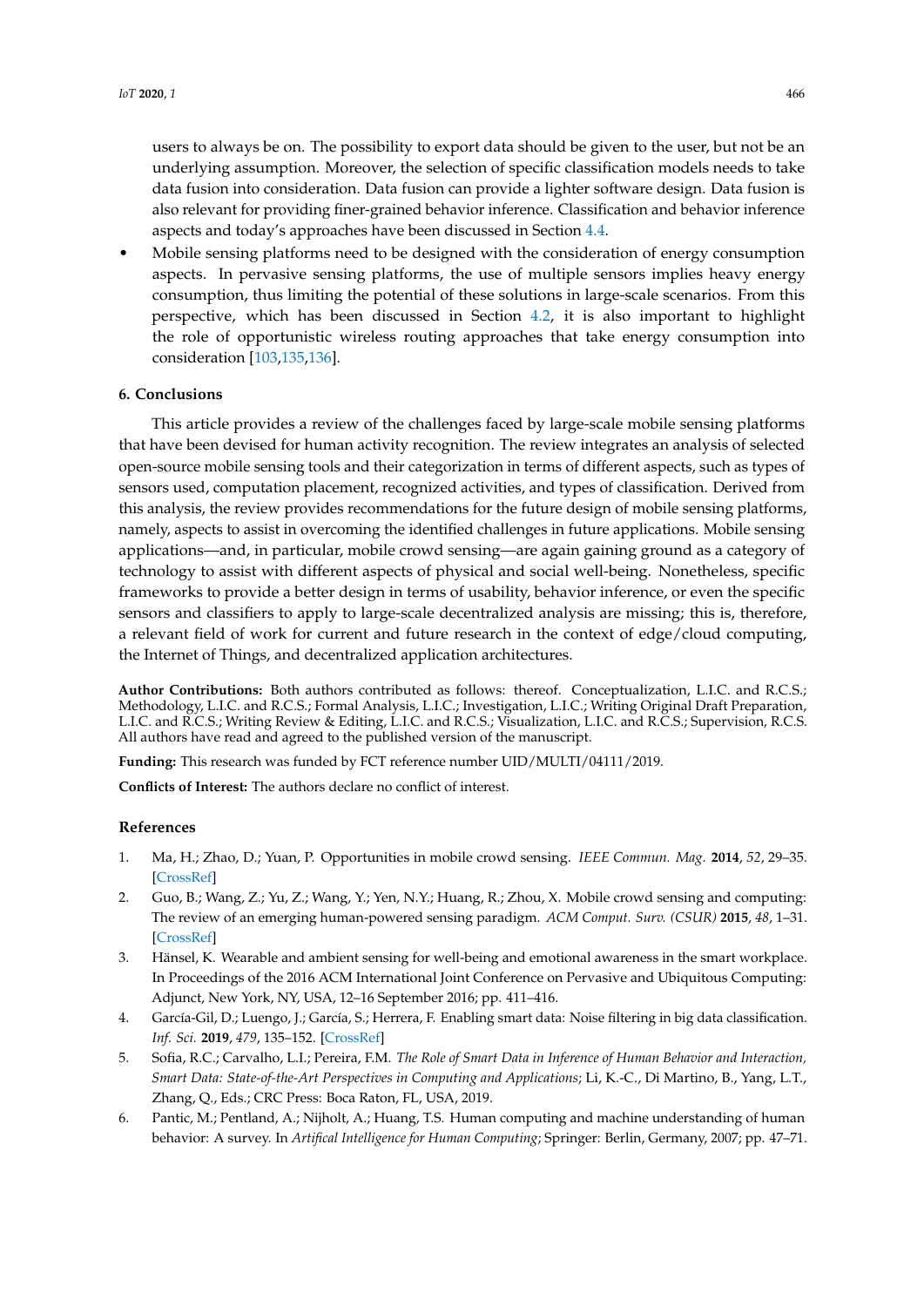users to always be on. The possibility to export data should be given to the user, but not be an underlying assumption. Moreover, the selection of specific classification models needs to take data fusion into consideration. Data fusion can provide a lighter software design. Data fusion is also relevant for providing finer-grained behavior inference. Classification and behavior inference aspects and today's approaches have been discussed in Section 4.4.

- Mobile sensing platforms need to be designed with the consideration of energy consumption aspects. In pervasive sensing platforms, the use of multiple sensors implies heavy energy consumption, thus limiting the potential of these solutions in large-scale scenarios. From this perspective, which has been discussed in Section 4.2, it is also important to highlight the role of opportunistic wireless routing approaches that take energy consumption into consideration [103,135,136].

## 6. Conclusions

This article provides a review of the challenges faced by large-scale mobile sensing platforms that have been devised for human activity recognition. The review integrates an analysis of selected open-source mobile sensing tools and their categorization in terms of different aspects, such as types of sensors used, computation placement, recognized activities, and types of classification. Derived from this analysis, the review provides recommendations for the future design of mobile sensing platforms, namely, aspects to assist in overcoming the identified challenges in future applications. Mobile sensing applications—and, in particular, mobile crowd sensing—are again gaining ground as a category of technology to assist with different aspects of physical and social well-being. Nonetheless, specific frameworks to provide a better design in terms of usability, behavior inference, or even the specific sensors and classifiers to apply to large-scale decentralized analysis are missing; this is, therefore, a relevant field of work for current and future research in the context of edge/cloud computing, the Internet of Things, and decentralized application architectures.

**Author Contributions:** Both authors contributed as follows: thereof. Conceptualization, L.I.C. and R.C.S.; Methodology, L.I.C. and R.C.S.; Formal Analysis, L.I.C.; Investigation, L.I.C.; Writing Original Draft Preparation, L.I.C. and R.C.S.; Writing Review & Editing, L.I.C. and R.C.S.; Visualization, L.I.C. and R.C.S.; Supervision, R.C.S. All authors have read and agreed to the published version of the manuscript.

**Funding:** This research was funded by FCT reference number UID/MULTI/04111/2019.

**Conflicts of Interest:** The authors declare no conflict of interest.

## References

1. Ma, H.; Zhao, D.; Yuan, P. Opportunities in mobile crowd sensing. *IEEE Commun. Mag.* **2014**, *52*, 29–35. [CrossRef]
2. Guo, B.; Wang, Z.; Yu, Z.; Wang, Y.; Yen, N.Y.; Huang, R.; Zhou, X. Mobile crowd sensing and computing: The review of an emerging human-powered sensing paradigm. *ACM Comput. Surv. (CSUR)* **2015**, *48*, 1–31. [CrossRef]
3. Hänsel, K. Wearable and ambient sensing for well-being and emotional awareness in the smart workplace. In Proceedings of the 2016 ACM International Joint Conference on Pervasive and Ubiquitous Computing: Adjunct, New York, NY, USA, 12–16 September 2016; pp. 411–416.
4. García-Gil, D.; Luengo, J.; García, S.; Herrera, F. Enabling smart data: Noise filtering in big data classification. *Inf. Sci.* **2019**, *479*, 135–152. [CrossRef]
5. Sofia, R.C.; Carvalho, L.I.; Pereira, F.M. *The Role of Smart Data in Inference of Human Behavior and Interaction, Smart Data: State-of-the-Art Perspectives in Computing and Applications*; Li, K.-C., Di Martino, B., Yang, L.T., Zhang, Q., Eds.; CRC Press: Boca Raton, FL, USA, 2019.
6. Pantic, M.; Pentland, A.; Nijholt, A.; Huang, T.S. Human computing and machine understanding of human behavior: A survey. In *Artifical Intelligence for Human Computing*; Springer: Berlin, Germany, 2007; pp. 47–71.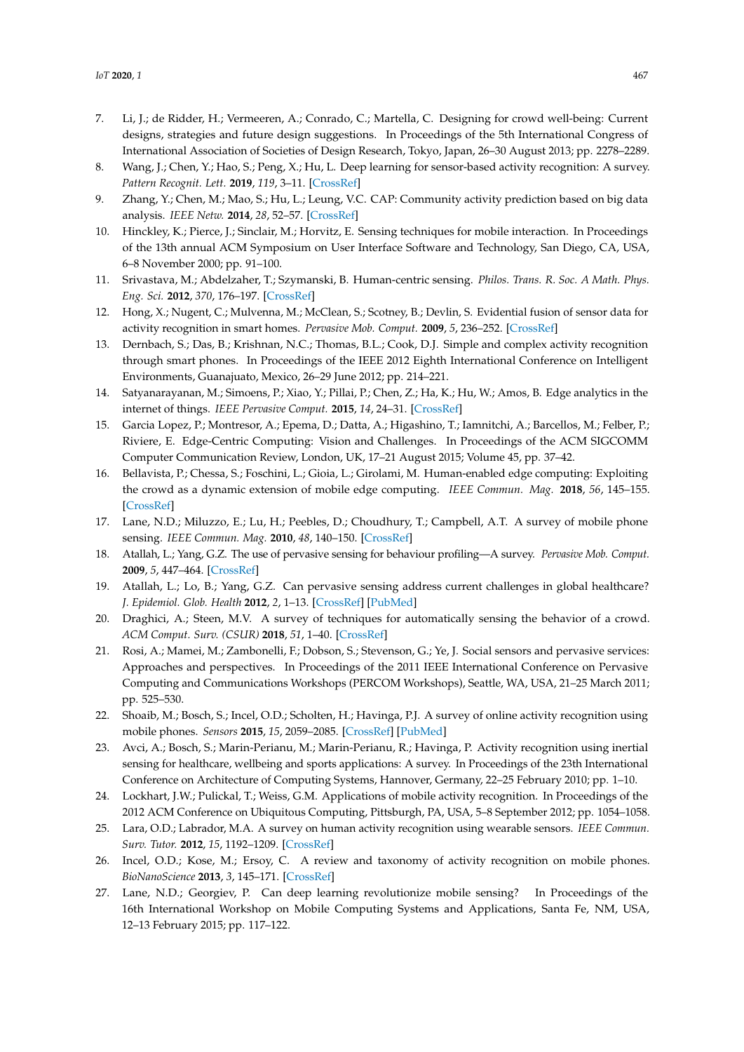7. Li, J.; de Ridder, H.; Vermeeren, A.; Conrado, C.; Martella, C. Designing for crowd well-being: Current designs, strategies and future design suggestions. In Proceedings of the 5th International Congress of International Association of Societies of Design Research, Tokyo, Japan, 26–30 August 2013; pp. 2278–2289.
8. Wang, J.; Chen, Y.; Hao, S.; Peng, X.; Hu, L. Deep learning for sensor-based activity recognition: A survey. *Pattern Recognit. Lett.* **2019**, *119*, 3–11. [CrossRef]
9. Zhang, Y.; Chen, M.; Mao, S.; Hu, L.; Leung, V.C. CAP: Community activity prediction based on big data analysis. *IEEE Netw.* **2014**, *28*, 52–57. [CrossRef]
10. Hinckley, K.; Pierce, J.; Sinclair, M.; Horvitz, E. Sensing techniques for mobile interaction. In Proceedings of the 13th annual ACM Symposium on User Interface Software and Technology, San Diego, CA, USA, 6–8 November 2000; pp. 91–100.
11. Srivastava, M.; Abdelzaher, T.; Szymanski, B. Human-centric sensing. *Philos. Trans. R. Soc. A Math. Phys. Eng. Sci.* **2012**, *370*, 176–197. [CrossRef]
12. Hong, X.; Nugent, C.; Mulvenna, M.; McClean, S.; Scotney, B.; Devlin, S. Evidential fusion of sensor data for activity recognition in smart homes. *Pervasive Mob. Comput.* **2009**, *5*, 236–252. [CrossRef]
13. Dernbach, S.; Das, B.; Krishnan, N.C.; Thomas, B.L.; Cook, D.J. Simple and complex activity recognition through smart phones. In Proceedings of the IEEE 2012 Eighth International Conference on Intelligent Environments, Guanajuato, Mexico, 26–29 June 2012; pp. 214–221.
14. Satyanarayanan, M.; Simoens, P.; Xiao, Y.; Pillai, P.; Chen, Z.; Ha, K.; Hu, W.; Amos, B. Edge analytics in the internet of things. *IEEE Pervasive Comput.* **2015**, *14*, 24–31. [CrossRef]
15. Garcia Lopez, P.; Montresor, A.; Epema, D.; Datta, A.; Higashino, T.; Iamnitchi, A.; Barcellos, M.; Felber, P.; Riviere, E. Edge-Centric Computing: Vision and Challenges. In Proceedings of the ACM SIGCOMM Computer Communication Review, London, UK, 17–21 August 2015; Volume 45, pp. 37–42.
16. Bellavista, P.; Chessa, S.; Foschini, L.; Gioia, L.; Girolami, M. Human-enabled edge computing: Exploiting the crowd as a dynamic extension of mobile edge computing. *IEEE Commun. Mag.* **2018**, *56*, 145–155. [CrossRef]
17. Lane, N.D.; Miluzzo, E.; Lu, H.; Peebles, D.; Choudhury, T.; Campbell, A.T. A survey of mobile phone sensing. *IEEE Commun. Mag.* **2010**, *48*, 140–150. [CrossRef]
18. Atallah, L.; Yang, G.Z. The use of pervasive sensing for behaviour profiling—A survey. *Pervasive Mob. Comput.* **2009**, *5*, 447–464. [CrossRef]
19. Atallah, L.; Lo, B.; Yang, G.Z. Can pervasive sensing address current challenges in global healthcare? *J. Epidemiol. Glob. Health* **2012**, *2*, 1–13. [CrossRef] [PubMed]
20. Draghici, A.; Steen, M.V. A survey of techniques for automatically sensing the behavior of a crowd. *ACM Comput. Surv. (CSUR)* **2018**, *51*, 1–40. [CrossRef]
21. Rosi, A.; Mamei, M.; Zambonelli, F.; Dobson, S.; Stevenson, G.; Ye, J. Social sensors and pervasive services: Approaches and perspectives. In Proceedings of the 2011 IEEE International Conference on Pervasive Computing and Communications Workshops (PERCOM Workshops), Seattle, WA, USA, 21–25 March 2011; pp. 525–530.
22. Shoaib, M.; Bosch, S.; Incel, O.D.; Scholten, H.; Havinga, P.J. A survey of online activity recognition using mobile phones. *Sensors* **2015**, *15*, 2059–2085. [CrossRef] [PubMed]
23. Avci, A.; Bosch, S.; Marin-Perianu, M.; Marin-Perianu, R.; Havinga, P. Activity recognition using inertial sensing for healthcare, wellbeing and sports applications: A survey. In Proceedings of the 23th International Conference on Architecture of Computing Systems, Hannover, Germany, 22–25 February 2010; pp. 1–10.
24. Lockhart, J.W.; Pulickal, T.; Weiss, G.M. Applications of mobile activity recognition. In Proceedings of the 2012 ACM Conference on Ubiquitous Computing, Pittsburgh, PA, USA, 5–8 September 2012; pp. 1054–1058.
25. Lara, O.D.; Labrador, M.A. A survey on human activity recognition using wearable sensors. *IEEE Commun. Surv. Tutor.* **2012**, *15*, 1192–1209. [CrossRef]
26. Incel, O.D.; Kose, M.; Ersoy, C. A review and taxonomy of activity recognition on mobile phones. *BioNanoScience* **2013**, *3*, 145–171. [CrossRef]
27. Lane, N.D.; Georgiev, P. Can deep learning revolutionize mobile sensing? In Proceedings of the 16th International Workshop on Mobile Computing Systems and Applications, Santa Fe, NM, USA, 12–13 February 2015; pp. 117–122.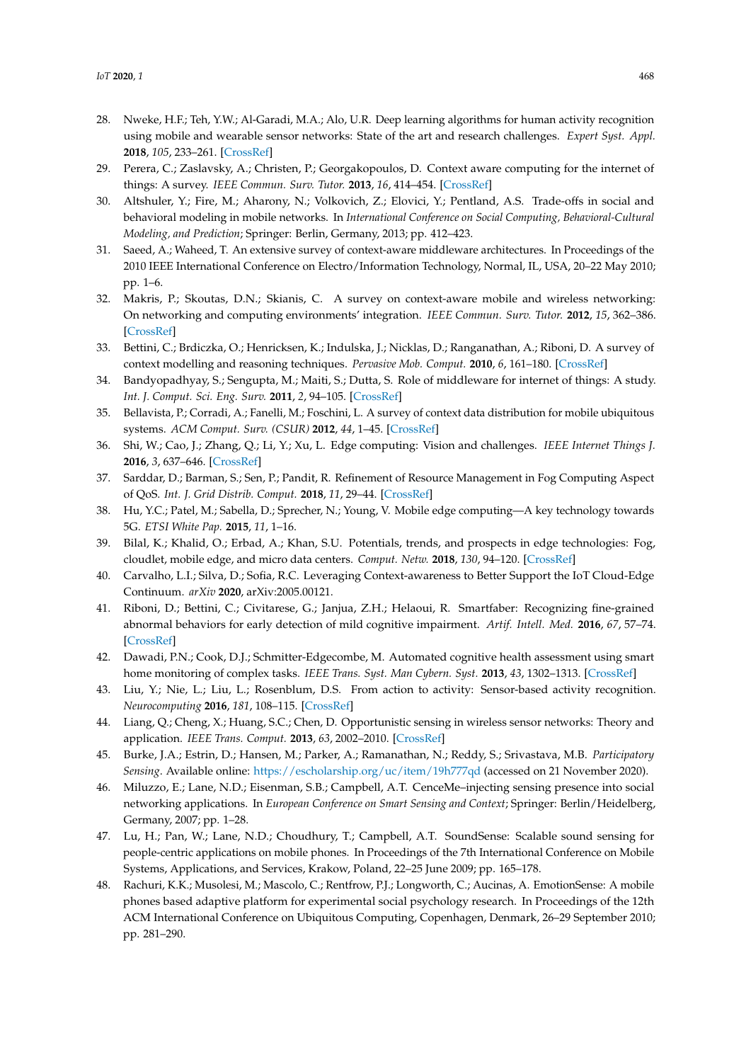28. Nweke, H.F.; Teh, Y.W.; Al-Garadi, M.A.; Alo, U.R. Deep learning algorithms for human activity recognition using mobile and wearable sensor networks: State of the art and research challenges. *Expert Syst. Appl.* **2018**, *105*, 233–261. [CrossRef]
29. Perera, C.; Zaslavsky, A.; Christen, P.; Georgakopoulos, D. Context aware computing for the internet of things: A survey. *IEEE Commun. Surv. Tutor.* **2013**, *16*, 414–454. [CrossRef]
30. Altshuler, Y.; Fire, M.; Aharony, N.; Volkovich, Z.; Elovici, Y.; Pentland, A.S. Trade-offs in social and behavioral modeling in mobile networks. In *International Conference on Social Computing, Behavioral-Cultural Modeling, and Prediction*; Springer: Berlin, Germany, 2013; pp. 412–423.
31. Saeed, A.; Waheed, T. An extensive survey of context-aware middleware architectures. In Proceedings of the 2010 IEEE International Conference on Electro/Information Technology, Normal, IL, USA, 20–22 May 2010; pp. 1–6.
32. Makris, P.; Skoutas, D.N.; Skianis, C. A survey on context-aware mobile and wireless networking: On networking and computing environments' integration. *IEEE Commun. Surv. Tutor.* **2012**, *15*, 362–386. [CrossRef]
33. Bettini, C.; Brdiczka, O.; Henricksen, K.; Indulska, J.; Nicklas, D.; Ranganathan, A.; Riboni, D. A survey of context modelling and reasoning techniques. *Pervasive Mob. Comput.* **2010**, *6*, 161–180. [CrossRef]
34. Bandyopadhyay, S.; Sengupta, M.; Maiti, S.; Dutta, S. Role of middleware for internet of things: A study. *Int. J. Comput. Sci. Eng. Surv.* **2011**, *2*, 94–105. [CrossRef]
35. Bellavista, P.; Corradi, A.; Fanelli, M.; Foschini, L. A survey of context data distribution for mobile ubiquitous systems. *ACM Comput. Surv. (CSUR)* **2012**, *44*, 1–45. [CrossRef]
36. Shi, W.; Cao, J.; Zhang, Q.; Li, Y.; Xu, L. Edge computing: Vision and challenges. *IEEE Internet Things J.* **2016**, *3*, 637–646. [CrossRef]
37. Sarddar, D.; Barman, S.; Sen, P.; Pandit, R. Refinement of Resource Management in Fog Computing Aspect of QoS. *Int. J. Grid Distrib. Comput.* **2018**, *11*, 29–44. [CrossRef]
38. Hu, Y.C.; Patel, M.; Sabella, D.; Sprecher, N.; Young, V. Mobile edge computing—A key technology towards 5G. *ETSI White Pap.* **2015**, *11*, 1–16.
39. Bilal, K.; Khalid, O.; Erbad, A.; Khan, S.U. Potentials, trends, and prospects in edge technologies: Fog, cloudlet, mobile edge, and micro data centers. *Comput. Netw.* **2018**, *130*, 94–120. [CrossRef]
40. Carvalho, L.I.; Silva, D.; Sofia, R.C. Leveraging Context-awareness to Better Support the IoT Cloud-Edge Continuum. *arXiv* **2020**, arXiv:2005.00121.
41. Riboni, D.; Bettini, C.; Civitarese, G.; Janjua, Z.H.; Helaoui, R. Smartfaber: Recognizing fine-grained abnormal behaviors for early detection of mild cognitive impairment. *Artif. Intell. Med.* **2016**, *67*, 57–74. [CrossRef]
42. Dawadi, P.N.; Cook, D.J.; Schmitter-Edgecombe, M. Automated cognitive health assessment using smart home monitoring of complex tasks. *IEEE Trans. Syst. Man Cybern. Syst.* **2013**, *43*, 1302–1313. [CrossRef]
43. Liu, Y.; Nie, L.; Liu, L.; Rosenblum, D.S. From action to activity: Sensor-based activity recognition. *Neurocomputing* **2016**, *181*, 108–115. [CrossRef]
44. Liang, Q.; Cheng, X.; Huang, S.C.; Chen, D. Opportunistic sensing in wireless sensor networks: Theory and application. *IEEE Trans. Comput.* **2013**, *63*, 2002–2010. [CrossRef]
45. Burke, J.A.; Estrin, D.; Hansen, M.; Parker, A.; Ramanathan, N.; Reddy, S.; Srivastava, M.B. *Participatory Sensing*. Available online: https://escholarship.org/uc/item/19h777qd (accessed on 21 November 2020).
46. Miluzzo, E.; Lane, N.D.; Eisenman, S.B.; Campbell, A.T. CenceMe–injecting sensing presence into social networking applications. In *European Conference on Smart Sensing and Context*; Springer: Berlin/Heidelberg, Germany, 2007; pp. 1–28.
47. Lu, H.; Pan, W.; Lane, N.D.; Choudhury, T.; Campbell, A.T. SoundSense: Scalable sound sensing for people-centric applications on mobile phones. In Proceedings of the 7th International Conference on Mobile Systems, Applications, and Services, Krakow, Poland, 22–25 June 2009; pp. 165–178.
48. Rachuri, K.K.; Musolesi, M.; Mascolo, C.; Rentfrow, P.J.; Longworth, C.; Aucinas, A. EmotionSense: A mobile phones based adaptive platform for experimental social psychology research. In Proceedings of the 12th ACM International Conference on Ubiquitous Computing, Copenhagen, Denmark, 26–29 September 2010; pp. 281–290.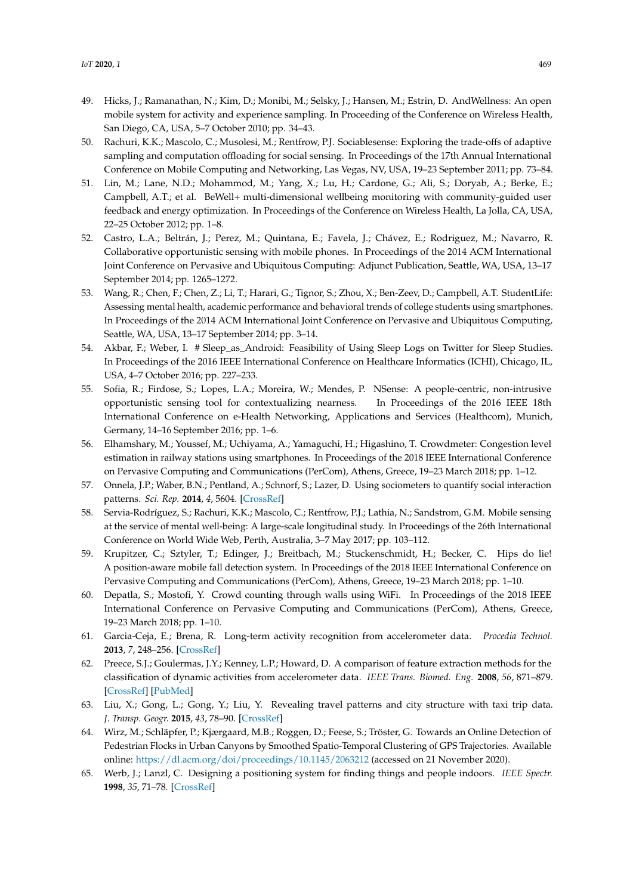49. Hicks, J.; Ramanathan, N.; Kim, D.; Monibi, M.; Selsky, J.; Hansen, M.; Estrin, D. AndWellness: An open mobile system for activity and experience sampling. In Proceeding of the Conference on Wireless Health, San Diego, CA, USA, 5–7 October 2010; pp. 34–43.
50. Rachuri, K.K.; Mascolo, C.; Musolesi, M.; Rentfrow, P.J. Sociablesense: Exploring the trade-offs of adaptive sampling and computation offloading for social sensing. In Proceedings of the 17th Annual International Conference on Mobile Computing and Networking, Las Vegas, NV, USA, 19–23 September 2011; pp. 73–84.
51. Lin, M.; Lane, N.D.; Mohammod, M.; Yang, X.; Lu, H.; Cardone, G.; Ali, S.; Doryab, A.; Berke, E.; Campbell, A.T.; et al. BeWell+ multi-dimensional wellbeing monitoring with community-guided user feedback and energy optimization. In Proceedings of the Conference on Wireless Health, La Jolla, CA, USA, 22–25 October 2012; pp. 1–8.
52. Castro, L.A.; Beltrán, J.; Perez, M.; Quintana, E.; Favela, J.; Chávez, E.; Rodriguez, M.; Navarro, R. Collaborative opportunistic sensing with mobile phones. In Proceedings of the 2014 ACM International Joint Conference on Pervasive and Ubiquitous Computing: Adjunct Publication, Seattle, WA, USA, 13–17 September 2014; pp. 1265–1272.
53. Wang, R.; Chen, F.; Chen, Z.; Li, T.; Harari, G.; Tignor, S.; Zhou, X.; Ben-Zeev, D.; Campbell, A.T. StudentLife: Assessing mental health, academic performance and behavioral trends of college students using smartphones. In Proceedings of the 2014 ACM International Joint Conference on Pervasive and Ubiquitous Computing, Seattle, WA, USA, 13–17 September 2014; pp. 3–14.
54. Akbar, F.; Weber, I. # Sleep_as_Android: Feasibility of Using Sleep Logs on Twitter for Sleep Studies. In Proceedings of the 2016 IEEE International Conference on Healthcare Informatics (ICHI), Chicago, IL, USA, 4–7 October 2016; pp. 227–233.
55. Sofia, R.; Firdose, S.; Lopes, L.A.; Moreira, W.; Mendes, P. NSense: A people-centric, non-intrusive opportunistic sensing tool for contextualizing nearness. In Proceedings of the 2016 IEEE 18th International Conference on e-Health Networking, Applications and Services (Healthcom), Munich, Germany, 14–16 September 2016; pp. 1–6.
56. Elhamshary, M.; Youssef, M.; Uchiyama, A.; Yamaguchi, H.; Higashino, T. Crowdmeter: Congestion level estimation in railway stations using smartphones. In Proceedings of the 2018 IEEE International Conference on Pervasive Computing and Communications (PerCom), Athens, Greece, 19–23 March 2018; pp. 1–12.
57. Onnela, J.P.; Waber, B.N.; Pentland, A.; Schnorf, S.; Lazer, D. Using sociometers to quantify social interaction patterns. *Sci. Rep.* **2014**, *4*, 5604. [CrossRef]
58. Servia-Rodríguez, S.; Rachuri, K.K.; Mascolo, C.; Rentfrow, P.J.; Lathia, N.; Sandstrom, G.M. Mobile sensing at the service of mental well-being: A large-scale longitudinal study. In Proceedings of the 26th International Conference on World Wide Web, Perth, Australia, 3–7 May 2017; pp. 103–112.
59. Krupitzer, C.; Sztyler, T.; Edinger, J.; Breitbach, M.; Stuckenschmidt, H.; Becker, C. Hips do lie! A position-aware mobile fall detection system. In Proceedings of the 2018 IEEE International Conference on Pervasive Computing and Communications (PerCom), Athens, Greece, 19–23 March 2018; pp. 1–10.
60. Depatla, S.; Mostofi, Y. Crowd counting through walls using WiFi. In Proceedings of the 2018 IEEE International Conference on Pervasive Computing and Communications (PerCom), Athens, Greece, 19–23 March 2018; pp. 1–10.
61. Garcia-Ceja, E.; Brena, R. Long-term activity recognition from accelerometer data. *Procedia Technol.* **2013**, *7*, 248–256. [CrossRef]
62. Preece, S.J.; Goulermas, J.Y.; Kenney, L.P.; Howard, D. A comparison of feature extraction methods for the classification of dynamic activities from accelerometer data. *IEEE Trans. Biomed. Eng.* **2008**, *56*, 871–879. [CrossRef] [PubMed]
63. Liu, X.; Gong, L.; Gong, Y.; Liu, Y. Revealing travel patterns and city structure with taxi trip data. *J. Transp. Geogr.* **2015**, *43*, 78–90. [CrossRef]
64. Wirz, M.; Schläpfer, P.; Kjærgaard, M.B.; Roggen, D.; Feese, S.; Tröster, G. Towards an Online Detection of Pedestrian Flocks in Urban Canyons by Smoothed Spatio-Temporal Clustering of GPS Trajectories. Available online: https://dl.acm.org/doi/proceedings/10.1145/2063212 (accessed on 21 November 2020).
65. Werb, J.; Lanzl, C. Designing a positioning system for finding things and people indoors. *IEEE Spectr.* **1998**, *35*, 71–78. [CrossRef]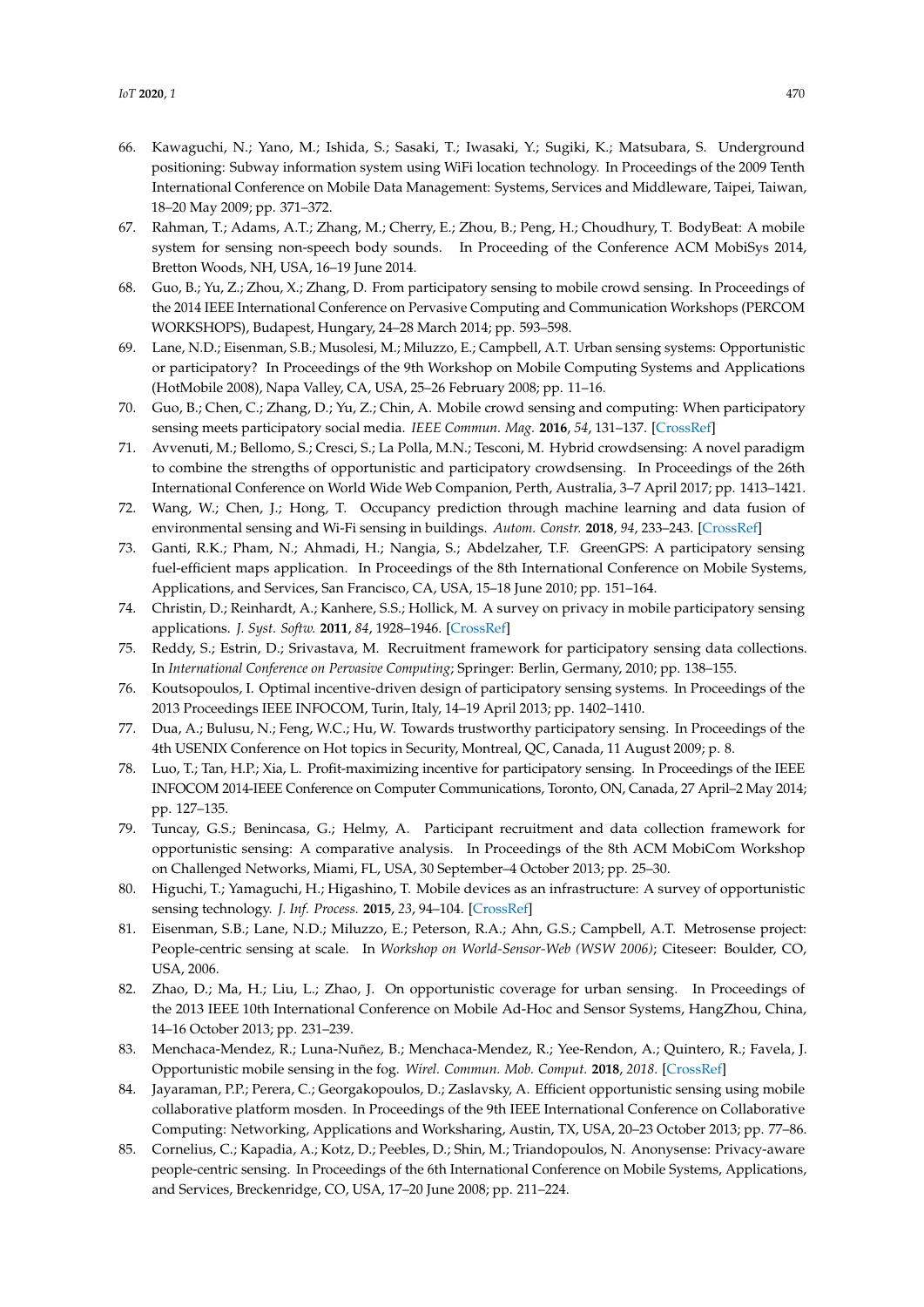66. Kawaguchi, N.; Yano, M.; Ishida, S.; Sasaki, T.; Iwasaki, Y.; Sugiki, K.; Matsubara, S. Underground positioning: Subway information system using WiFi location technology. In Proceedings of the 2009 Tenth International Conference on Mobile Data Management: Systems, Services and Middleware, Taipei, Taiwan, 18–20 May 2009; pp. 371–372.
67. Rahman, T.; Adams, A.T.; Zhang, M.; Cherry, E.; Zhou, B.; Peng, H.; Choudhury, T. BodyBeat: A mobile system for sensing non-speech body sounds. In Proceeding of the Conference ACM MobiSys 2014, Bretton Woods, NH, USA, 16–19 June 2014.
68. Guo, B.; Yu, Z.; Zhou, X.; Zhang, D. From participatory sensing to mobile crowd sensing. In Proceedings of the 2014 IEEE International Conference on Pervasive Computing and Communication Workshops (PERCOM WORKSHOPS), Budapest, Hungary, 24–28 March 2014; pp. 593–598.
69. Lane, N.D.; Eisenman, S.B.; Musolesi, M.; Miluzzo, E.; Campbell, A.T. Urban sensing systems: Opportunistic or participatory? In Proceedings of the 9th Workshop on Mobile Computing Systems and Applications (HotMobile 2008), Napa Valley, CA, USA, 25–26 February 2008; pp. 11–16.
70. Guo, B.; Chen, C.; Zhang, D.; Yu, Z.; Chin, A. Mobile crowd sensing and computing: When participatory sensing meets participatory social media. *IEEE Commun. Mag.* **2016**, *54*, 131–137. [CrossRef]
71. Avvenuti, M.; Bellomo, S.; Cresci, S.; La Polla, M.N.; Tesconi, M. Hybrid crowdsensing: A novel paradigm to combine the strengths of opportunistic and participatory crowdsensing. In Proceedings of the 26th International Conference on World Wide Web Companion, Perth, Australia, 3–7 April 2017; pp. 1413–1421.
72. Wang, W.; Chen, J.; Hong, T. Occupancy prediction through machine learning and data fusion of environmental sensing and Wi-Fi sensing in buildings. *Autom. Constr.* **2018**, *94*, 233–243. [CrossRef]
73. Ganti, R.K.; Pham, N.; Ahmadi, H.; Nangia, S.; Abdelzaher, T.F. GreenGPS: A participatory sensing fuel-efficient maps application. In Proceedings of the 8th International Conference on Mobile Systems, Applications, and Services, San Francisco, CA, USA, 15–18 June 2010; pp. 151–164.
74. Christin, D.; Reinhardt, A.; Kanhere, S.S.; Hollick, M. A survey on privacy in mobile participatory sensing applications. *J. Syst. Softw.* **2011**, *84*, 1928–1946. [CrossRef]
75. Reddy, S.; Estrin, D.; Srivastava, M. Recruitment framework for participatory sensing data collections. In *International Conference on Pervasive Computing*; Springer: Berlin, Germany, 2010; pp. 138–155.
76. Koutsopoulos, I. Optimal incentive-driven design of participatory sensing systems. In Proceedings of the 2013 Proceedings IEEE INFOCOM, Turin, Italy, 14–19 April 2013; pp. 1402–1410.
77. Dua, A.; Bulusu, N.; Feng, W.C.; Hu, W. Towards trustworthy participatory sensing. In Proceedings of the 4th USENIX Conference on Hot topics in Security, Montreal, QC, Canada, 11 August 2009; p. 8.
78. Luo, T.; Tan, H.P.; Xia, L. Profit-maximizing incentive for participatory sensing. In Proceedings of the IEEE INFOCOM 2014-IEEE Conference on Computer Communications, Toronto, ON, Canada, 27 April–2 May 2014; pp. 127–135.
79. Tuncay, G.S.; Benincasa, G.; Helmy, A. Participant recruitment and data collection framework for opportunistic sensing: A comparative analysis. In Proceedings of the 8th ACM MobiCom Workshop on Challenged Networks, Miami, FL, USA, 30 September–4 October 2013; pp. 25–30.
80. Higuchi, T.; Yamaguchi, H.; Higashino, T. Mobile devices as an infrastructure: A survey of opportunistic sensing technology. *J. Inf. Process.* **2015**, *23*, 94–104. [CrossRef]
81. Eisenman, S.B.; Lane, N.D.; Miluzzo, E.; Peterson, R.A.; Ahn, G.S.; Campbell, A.T. Metrosense project: People-centric sensing at scale. In *Workshop on World-Sensor-Web (WSW 2006)*; Citeseer: Boulder, CO, USA, 2006.
82. Zhao, D.; Ma, H.; Liu, L.; Zhao, J. On opportunistic coverage for urban sensing. In Proceedings of the 2013 IEEE 10th International Conference on Mobile Ad-Hoc and Sensor Systems, HangZhou, China, 14–16 October 2013; pp. 231–239.
83. Menchaca-Mendez, R.; Luna-Nuñez, B.; Menchaca-Mendez, R.; Yee-Rendon, A.; Quintero, R.; Favela, J. Opportunistic mobile sensing in the fog. *Wirel. Commun. Mob. Comput.* **2018**, *2018*. [CrossRef]
84. Jayaraman, P.P.; Perera, C.; Georgakopoulos, D.; Zaslavsky, A. Efficient opportunistic sensing using mobile collaborative platform mosden. In Proceedings of the 9th IEEE International Conference on Collaborative Computing: Networking, Applications and Worksharing, Austin, TX, USA, 20–23 October 2013; pp. 77–86.
85. Cornelius, C.; Kapadia, A.; Kotz, D.; Peebles, D.; Shin, M.; Triandopoulos, N. Anonysense: Privacy-aware people-centric sensing. In Proceedings of the 6th International Conference on Mobile Systems, Applications, and Services, Breckenridge, CO, USA, 17–20 June 2008; pp. 211–224.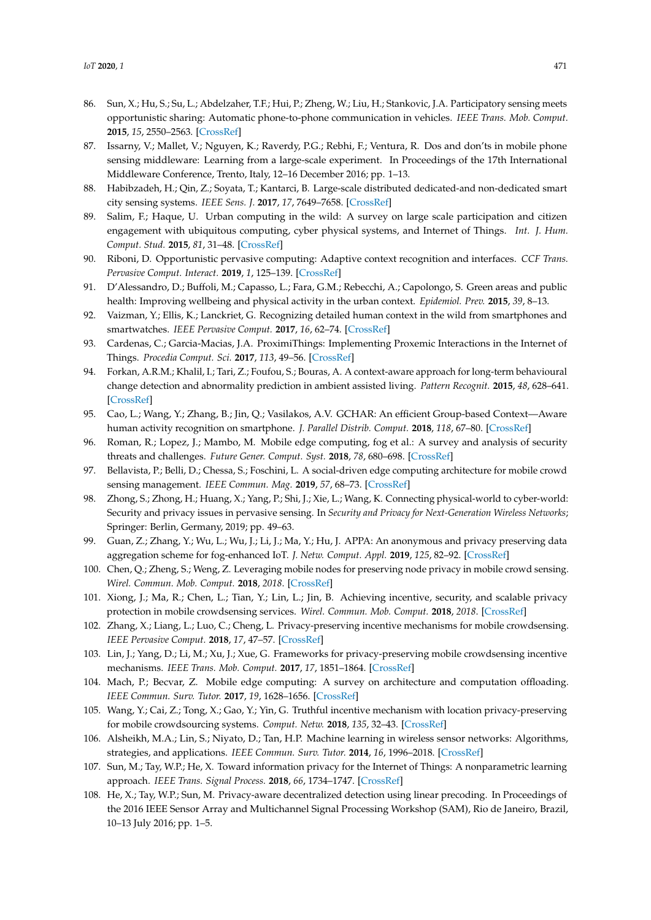86. Sun, X.; Hu, S.; Su, L.; Abdelzaher, T.F.; Hui, P.; Zheng, W.; Liu, H.; Stankovic, J.A. Participatory sensing meets opportunistic sharing: Automatic phone-to-phone communication in vehicles. *IEEE Trans. Mob. Comput.* **2015**, *15*, 2550–2563. [CrossRef]
87. Issarny, V.; Mallet, V.; Nguyen, K.; Raverdy, P.G.; Rebhi, F.; Ventura, R. Dos and don'ts in mobile phone sensing middleware: Learning from a large-scale experiment. In Proceedings of the 17th International Middleware Conference, Trento, Italy, 12–16 December 2016; pp. 1–13.
88. Habibzadeh, H.; Qin, Z.; Soyata, T.; Kantarci, B. Large-scale distributed dedicated-and non-dedicated smart city sensing systems. *IEEE Sens. J.* **2017**, *17*, 7649–7658. [CrossRef]
89. Salim, F.; Haque, U. Urban computing in the wild: A survey on large scale participation and citizen engagement with ubiquitous computing, cyber physical systems, and Internet of Things. *Int. J. Hum. Comput. Stud.* **2015**, *81*, 31–48. [CrossRef]
90. Riboni, D. Opportunistic pervasive computing: Adaptive context recognition and interfaces. *CCF Trans. Pervasive Comput. Interact.* **2019**, *1*, 125–139. [CrossRef]
91. D'Alessandro, D.; Buffoli, M.; Capasso, L.; Fara, G.M.; Rebecchi, A.; Capolongo, S. Green areas and public health: Improving wellbeing and physical activity in the urban context. *Epidemiol. Prev.* **2015**, *39*, 8–13.
92. Vaizman, Y.; Ellis, K.; Lanckriet, G. Recognizing detailed human context in the wild from smartphones and smartwatches. *IEEE Pervasive Comput.* **2017**, *16*, 62–74. [CrossRef]
93. Cardenas, C.; Garcia-Macias, J.A. ProximiThings: Implementing Proxemic Interactions in the Internet of Things. *Procedia Comput. Sci.* **2017**, *113*, 49–56. [CrossRef]
94. Forkan, A.R.M.; Khalil, I.; Tari, Z.; Foufou, S.; Bouras, A. A context-aware approach for long-term behavioural change detection and abnormality prediction in ambient assisted living. *Pattern Recognit.* **2015**, *48*, 628–641. [CrossRef]
95. Cao, L.; Wang, Y.; Zhang, B.; Jin, Q.; Vasilakos, A.V. GCHAR: An efficient Group-based Context—Aware human activity recognition on smartphone. *J. Parallel Distrib. Comput.* **2018**, *118*, 67–80. [CrossRef]
96. Roman, R.; Lopez, J.; Mambo, M. Mobile edge computing, fog et al.: A survey and analysis of security threats and challenges. *Future Gener. Comput. Syst.* **2018**, *78*, 680–698. [CrossRef]
97. Bellavista, P.; Belli, D.; Chessa, S.; Foschini, L. A social-driven edge computing architecture for mobile crowd sensing management. *IEEE Commun. Mag.* **2019**, *57*, 68–73. [CrossRef]
98. Zhong, S.; Zhong, H.; Huang, X.; Yang, P.; Shi, J.; Xie, L.; Wang, K. Connecting physical-world to cyber-world: Security and privacy issues in pervasive sensing. In *Security and Privacy for Next-Generation Wireless Networks*; Springer: Berlin, Germany, 2019; pp. 49–63.
99. Guan, Z.; Zhang, Y.; Wu, L.; Wu, J.; Li, J.; Ma, Y.; Hu, J. APPA: An anonymous and privacy preserving data aggregation scheme for fog-enhanced IoT. *J. Netw. Comput. Appl.* **2019**, *125*, 82–92. [CrossRef]
100. Chen, Q.; Zheng, S.; Weng, Z. Leveraging mobile nodes for preserving node privacy in mobile crowd sensing. *Wirel. Commun. Mob. Comput.* **2018**, *2018*. [CrossRef]
101. Xiong, J.; Ma, R.; Chen, L.; Tian, Y.; Lin, L.; Jin, B. Achieving incentive, security, and scalable privacy protection in mobile crowdsensing services. *Wirel. Commun. Mob. Comput.* **2018**, *2018*. [CrossRef]
102. Zhang, X.; Liang, L.; Luo, C.; Cheng, L. Privacy-preserving incentive mechanisms for mobile crowdsensing. *IEEE Pervasive Comput.* **2018**, *17*, 47–57. [CrossRef]
103. Lin, J.; Yang, D.; Li, M.; Xu, J.; Xue, G. Frameworks for privacy-preserving mobile crowdsensing incentive mechanisms. *IEEE Trans. Mob. Comput.* **2017**, *17*, 1851–1864. [CrossRef]
104. Mach, P.; Becvar, Z. Mobile edge computing: A survey on architecture and computation offloading. *IEEE Commun. Surv. Tutor.* **2017**, *19*, 1628–1656. [CrossRef]
105. Wang, Y.; Cai, Z.; Tong, X.; Gao, Y.; Yin, G. Truthful incentive mechanism with location privacy-preserving for mobile crowdsourcing systems. *Comput. Netw.* **2018**, *135*, 32–43. [CrossRef]
106. Alsheikh, M.A.; Lin, S.; Niyato, D.; Tan, H.P. Machine learning in wireless sensor networks: Algorithms, strategies, and applications. *IEEE Commun. Surv. Tutor.* **2014**, *16*, 1996–2018. [CrossRef]
107. Sun, M.; Tay, W.P.; He, X. Toward information privacy for the Internet of Things: A nonparametric learning approach. *IEEE Trans. Signal Process.* **2018**, *66*, 1734–1747. [CrossRef]
108. He, X.; Tay, W.P.; Sun, M. Privacy-aware decentralized detection using linear precoding. In Proceedings of the 2016 IEEE Sensor Array and Multichannel Signal Processing Workshop (SAM), Rio de Janeiro, Brazil, 10–13 July 2016; pp. 1–5.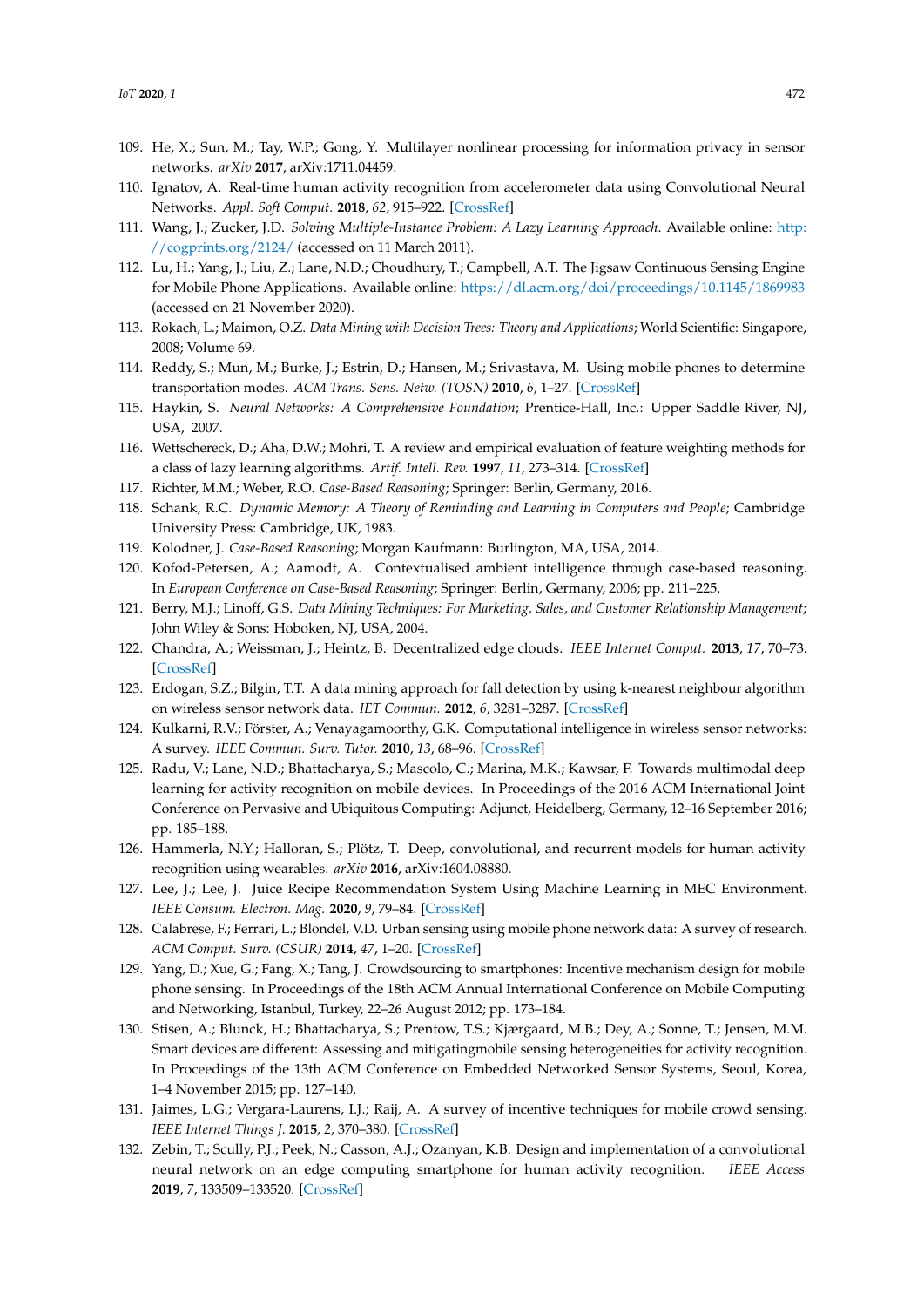109. He, X.; Sun, M.; Tay, W.P.; Gong, Y. Multilayer nonlinear processing for information privacy in sensor networks. *arXiv* **2017**, arXiv:1711.04459.
110. Ignatov, A. Real-time human activity recognition from accelerometer data using Convolutional Neural Networks. *Appl. Soft Comput.* **2018**, *62*, 915–922. [CrossRef]
111. Wang, J.; Zucker, J.D. *Solving Multiple-Instance Problem: A Lazy Learning Approach*. Available online: http://cogprints.org/2124/ (accessed on 11 March 2011).
112. Lu, H.; Yang, J.; Liu, Z.; Lane, N.D.; Choudhury, T.; Campbell, A.T. The Jigsaw Continuous Sensing Engine for Mobile Phone Applications. Available online: https://dl.acm.org/doi/proceedings/10.1145/1869983 (accessed on 21 November 2020).
113. Rokach, L.; Maimon, O.Z. *Data Mining with Decision Trees: Theory and Applications*; World Scientific: Singapore, 2008; Volume 69.
114. Reddy, S.; Mun, M.; Burke, J.; Estrin, D.; Hansen, M.; Srivastava, M. Using mobile phones to determine transportation modes. *ACM Trans. Sens. Netw. (TOSN)* **2010**, *6*, 1–27. [CrossRef]
115. Haykin, S. *Neural Networks: A Comprehensive Foundation*; Prentice-Hall, Inc.: Upper Saddle River, NJ, USA, 2007.
116. Wettschereck, D.; Aha, D.W.; Mohri, T. A review and empirical evaluation of feature weighting methods for a class of lazy learning algorithms. *Artif. Intell. Rev.* **1997**, *11*, 273–314. [CrossRef]
117. Richter, M.M.; Weber, R.O. *Case-Based Reasoning*; Springer: Berlin, Germany, 2016.
118. Schank, R.C. *Dynamic Memory: A Theory of Reminding and Learning in Computers and People*; Cambridge University Press: Cambridge, UK, 1983.
119. Kolodner, J. *Case-Based Reasoning*; Morgan Kaufmann: Burlington, MA, USA, 2014.
120. Kofod-Petersen, A.; Aamodt, A. Contextualised ambient intelligence through case-based reasoning. In *European Conference on Case-Based Reasoning*; Springer: Berlin, Germany, 2006; pp. 211–225.
121. Berry, M.J.; Linoff, G.S. *Data Mining Techniques: For Marketing, Sales, and Customer Relationship Management*; John Wiley & Sons: Hoboken, NJ, USA, 2004.
122. Chandra, A.; Weissman, J.; Heintz, B. Decentralized edge clouds. *IEEE Internet Comput.* **2013**, *17*, 70–73. [CrossRef]
123. Erdogan, S.Z.; Bilgin, T.T. A data mining approach for fall detection by using k-nearest neighbour algorithm on wireless sensor network data. *IET Commun.* **2012**, *6*, 3281–3287. [CrossRef]
124. Kulkarni, R.V.; Förster, A.; Venayagamoorthy, G.K. Computational intelligence in wireless sensor networks: A survey. *IEEE Commun. Surv. Tutor.* **2010**, *13*, 68–96. [CrossRef]
125. Radu, V.; Lane, N.D.; Bhattacharya, S.; Mascolo, C.; Marina, M.K.; Kawsar, F. Towards multimodal deep learning for activity recognition on mobile devices. In Proceedings of the 2016 ACM International Joint Conference on Pervasive and Ubiquitous Computing: Adjunct, Heidelberg, Germany, 12–16 September 2016; pp. 185–188.
126. Hammerla, N.Y.; Halloran, S.; Plötz, T. Deep, convolutional, and recurrent models for human activity recognition using wearables. *arXiv* **2016**, arXiv:1604.08880.
127. Lee, J.; Lee, J. Juice Recipe Recommendation System Using Machine Learning in MEC Environment. *IEEE Consum. Electron. Mag.* **2020**, *9*, 79–84. [CrossRef]
128. Calabrese, F.; Ferrari, L.; Blondel, V.D. Urban sensing using mobile phone network data: A survey of research. *ACM Comput. Surv. (CSUR)* **2014**, *47*, 1–20. [CrossRef]
129. Yang, D.; Xue, G.; Fang, X.; Tang, J. Crowdsourcing to smartphones: Incentive mechanism design for mobile phone sensing. In Proceedings of the 18th ACM Annual International Conference on Mobile Computing and Networking, Istanbul, Turkey, 22–26 August 2012; pp. 173–184.
130. Stisen, A.; Blunck, H.; Bhattacharya, S.; Prentow, T.S.; Kjærgaard, M.B.; Dey, A.; Sonne, T.; Jensen, M.M. Smart devices are different: Assessing and mitigatingmobile sensing heterogeneities for activity recognition. In Proceedings of the 13th ACM Conference on Embedded Networked Sensor Systems, Seoul, Korea, 1–4 November 2015; pp. 127–140.
131. Jaimes, L.G.; Vergara-Laurens, I.J.; Raij, A. A survey of incentive techniques for mobile crowd sensing. *IEEE Internet Things J.* **2015**, *2*, 370–380. [CrossRef]
132. Zebin, T.; Scully, P.J.; Peek, N.; Casson, A.J.; Ozanyan, K.B. Design and implementation of a convolutional neural network on an edge computing smartphone for human activity recognition. *IEEE Access* **2019**, *7*, 133509–133520. [CrossRef]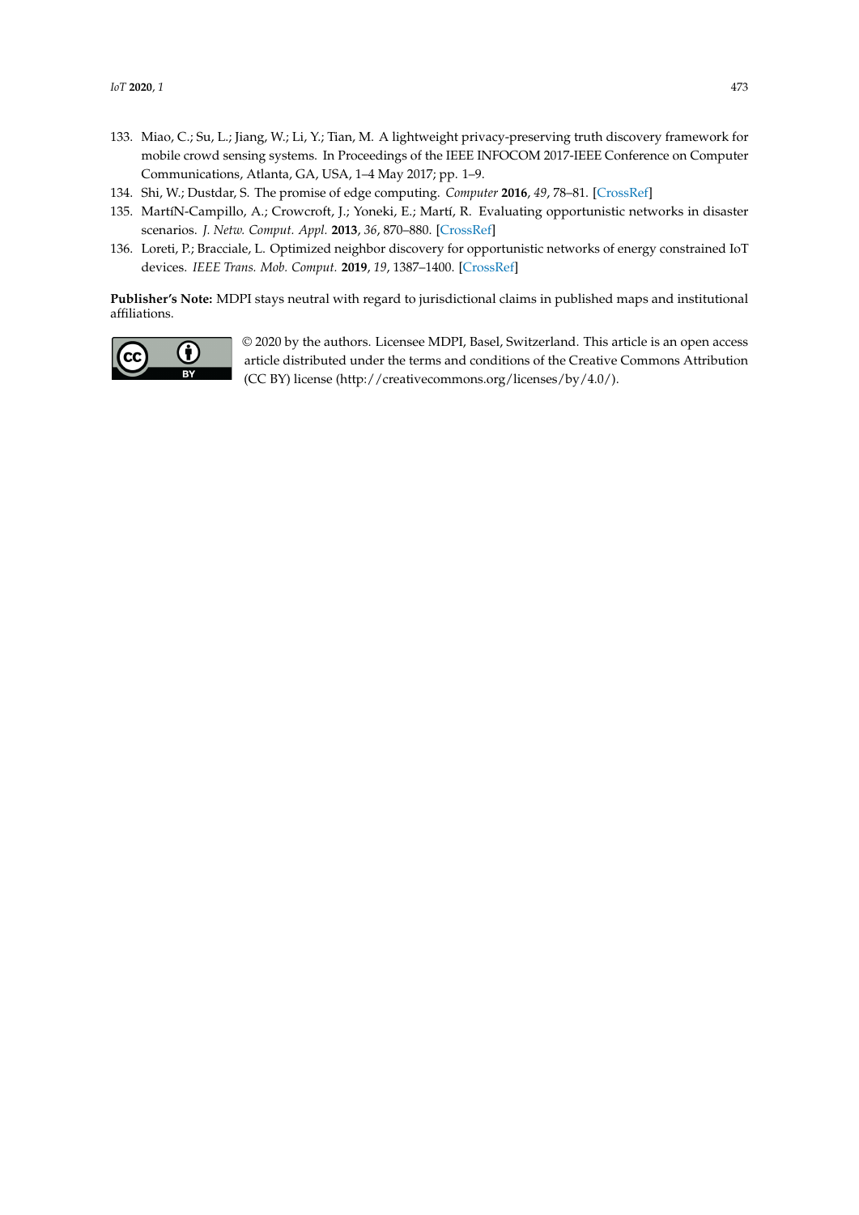133. Miao, C.; Su, L.; Jiang, W.; Li, Y.; Tian, M. A lightweight privacy-preserving truth discovery framework for mobile crowd sensing systems. In Proceedings of the IEEE INFOCOM 2017-IEEE Conference on Computer Communications, Atlanta, GA, USA, 1–4 May 2017; pp. 1–9.
134. Shi, W.; Dustdar, S. The promise of edge computing. *Computer* **2016**, *49*, 78–81. [CrossRef]
135. MartíN-Campillo, A.; Crowcroft, J.; Yoneki, E.; Martí, R. Evaluating opportunistic networks in disaster scenarios. *J. Netw. Comput. Appl.* **2013**, *36*, 870–880. [CrossRef]
136. Loreti, P.; Bracciale, L. Optimized neighbor discovery for opportunistic networks of energy constrained IoT devices. *IEEE Trans. Mob. Comput.* **2019**, *19*, 1387–1400. [CrossRef]

**Publisher's Note:** MDPI stays neutral with regard to jurisdictional claims in published maps and institutional affiliations.

© 2020 by the authors. Licensee MDPI, Basel, Switzerland. This article is an open access article distributed under the terms and conditions of the Creative Commons Attribution (CC BY) license (http://creativecommons.org/licenses/by/4.0/).